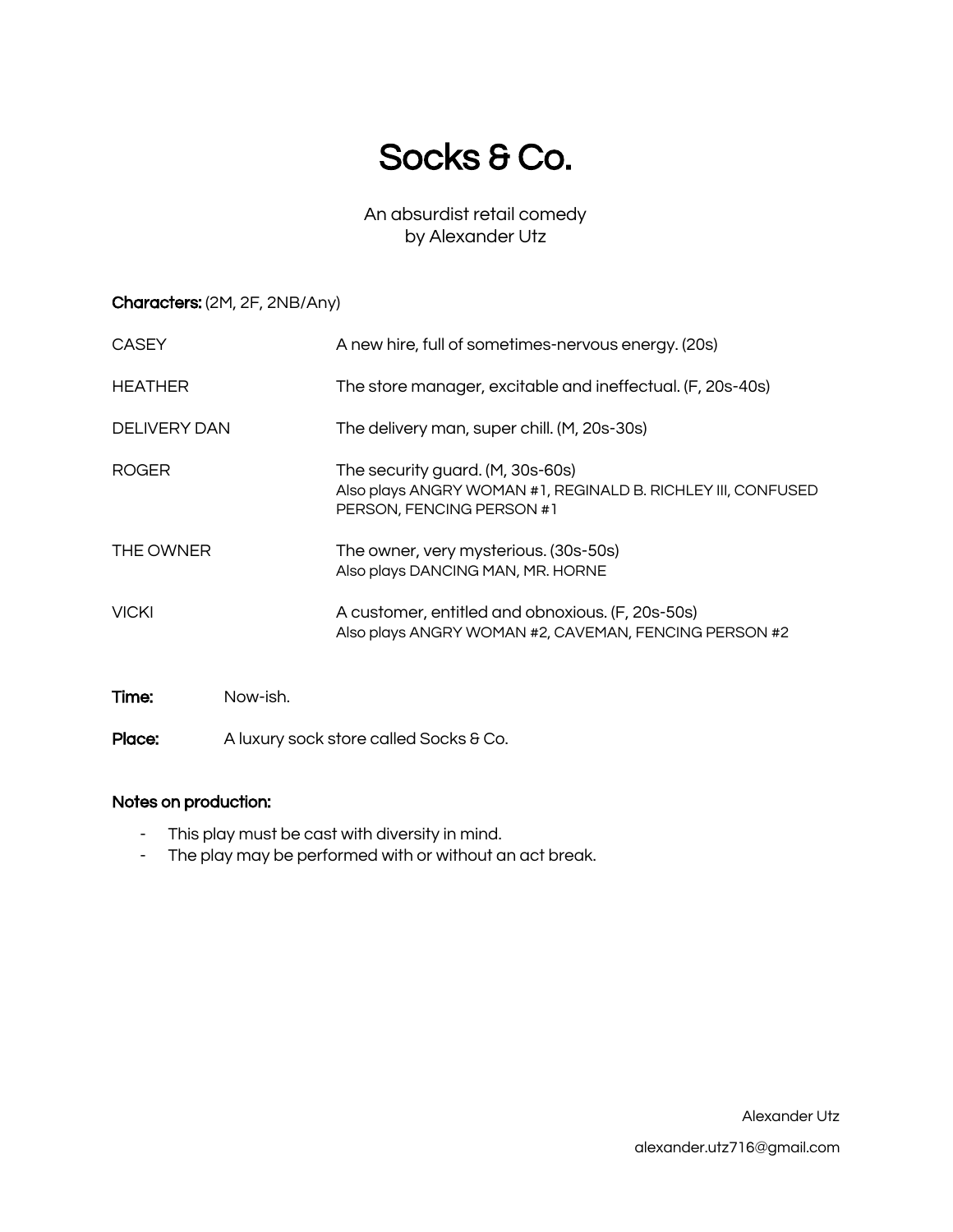# Socks & Co.

An absurdist retail comedy
by Alexander Utz

**Characters:** (2M, 2F, 2NB/Any)

| | |
|---|---|
| CASEY | A new hire, full of sometimes-nervous energy. (20s) |
| HEATHER | The store manager, excitable and ineffectual. (F, 20s-40s) |
| DELIVERY DAN | The delivery man, super chill. (M, 20s-30s) |
| ROGER | The security guard. (M, 30s-60s)<br>Also plays ANGRY WOMAN #1, REGINALD B. RICHLEY III, CONFUSED PERSON, FENCING PERSON #1 |
| THE OWNER | The owner, very mysterious. (30s-50s)<br>Also plays DANCING MAN, MR. HORNE |
| VICKI | A customer, entitled and obnoxious. (F, 20s-50s)<br>Also plays ANGRY WOMAN #2, CAVEMAN, FENCING PERSON #2 |

**Time:** Now-ish.

**Place:** A luxury sock store called Socks & Co.

**Notes on production:**

- This play must be cast with diversity in mind.
- The play may be performed with or without an act break.

Alexander Utz

alexander.utz716@gmail.com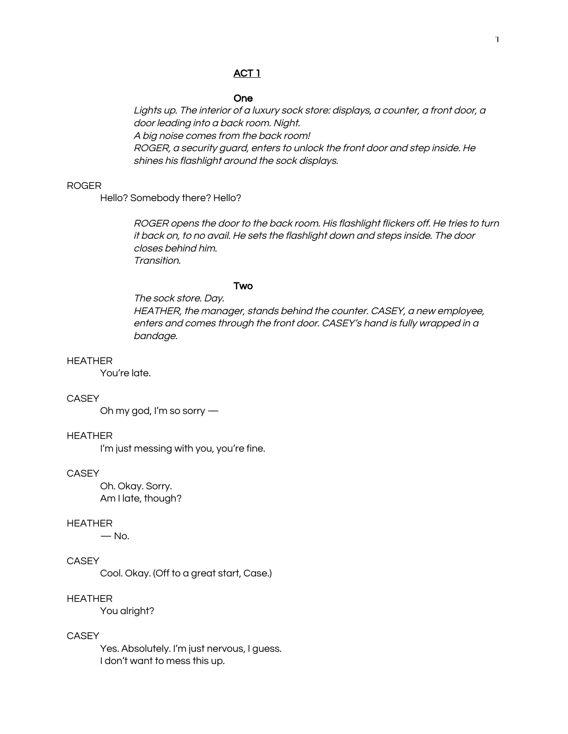## ACT 1

### One

*Lights up. The interior of a luxury sock store: displays, a counter, a front door, a door leading into a back room. Night.*
*A big noise comes from the back room!*
*ROGER, a security guard, enters to unlock the front door and step inside. He shines his flashlight around the sock displays.*

ROGER
Hello? Somebody there? Hello?

*ROGER opens the door to the back room. His flashlight flickers off. He tries to turn it back on, to no avail. He sets the flashlight down and steps inside. The door closes behind him.*
*Transition.*

### Two

*The sock store. Day.*
*HEATHER, the manager, stands behind the counter. CASEY, a new employee, enters and comes through the front door. CASEY's hand is fully wrapped in a bandage.*

HEATHER
You're late.

CASEY
Oh my god, I'm so sorry —

HEATHER
I'm just messing with you, you're fine.

CASEY
Oh. Okay. Sorry.
Am I late, though?

HEATHER
— No.

CASEY
Cool. Okay. (Off to a great start, Case.)

HEATHER
You alright?

CASEY
Yes. Absolutely. I'm just nervous, I guess.
I don't want to mess this up.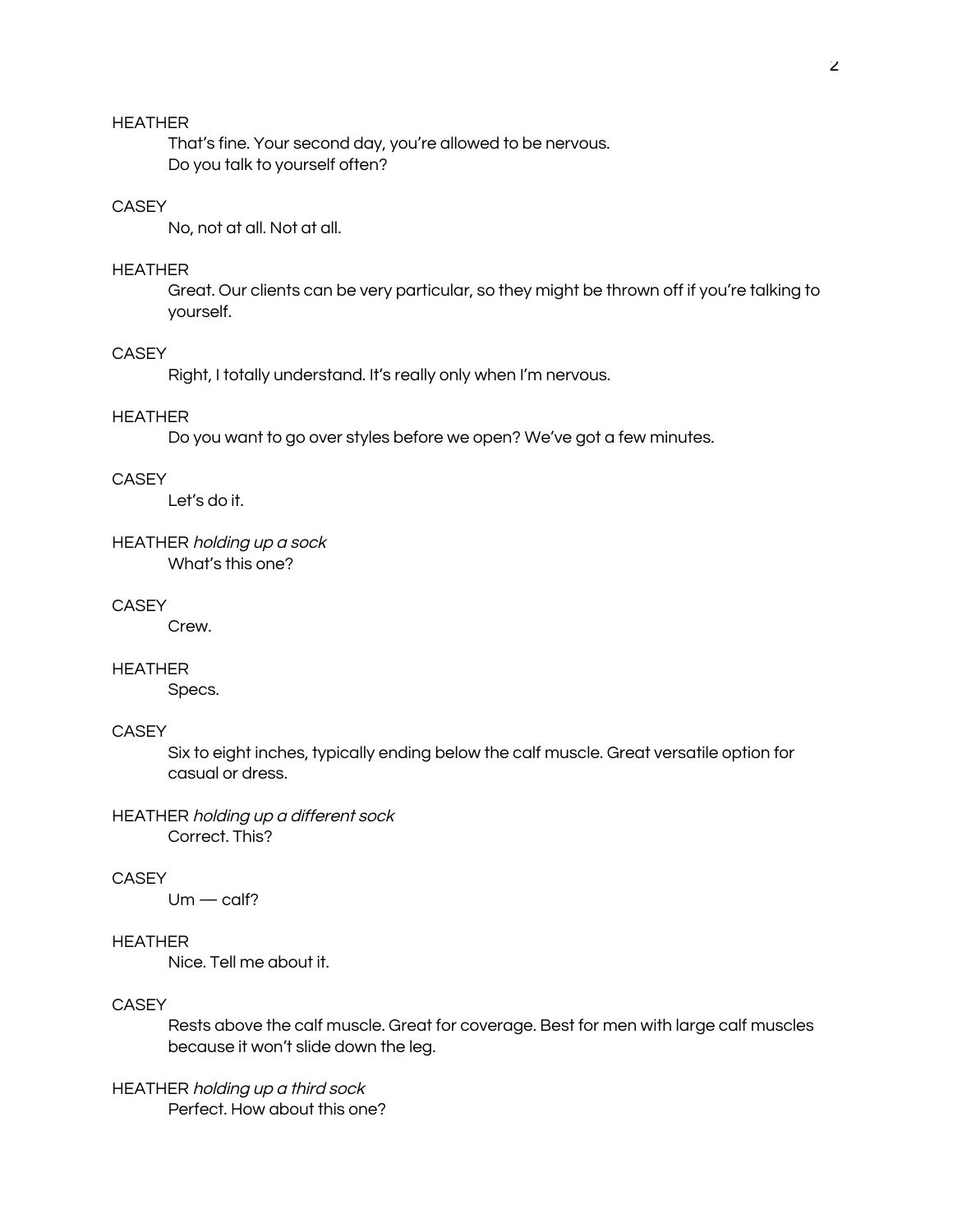HEATHER

That's fine. Your second day, you're allowed to be nervous.
Do you talk to yourself often?

CASEY

No, not at all. Not at all.

HEATHER

Great. Our clients can be very particular, so they might be thrown off if you're talking to yourself.

CASEY

Right, I totally understand. It's really only when I'm nervous.

HEATHER

Do you want to go over styles before we open? We've got a few minutes.

CASEY

Let's do it.

HEATHER *holding up a sock*

What's this one?

CASEY

Crew.

HEATHER

Specs.

CASEY

Six to eight inches, typically ending below the calf muscle. Great versatile option for casual or dress.

HEATHER *holding up a different sock*

Correct. This?

CASEY

Um — calf?

HEATHER

Nice. Tell me about it.

CASEY

Rests above the calf muscle. Great for coverage. Best for men with large calf muscles because it won't slide down the leg.

HEATHER *holding up a third sock*

Perfect. How about this one?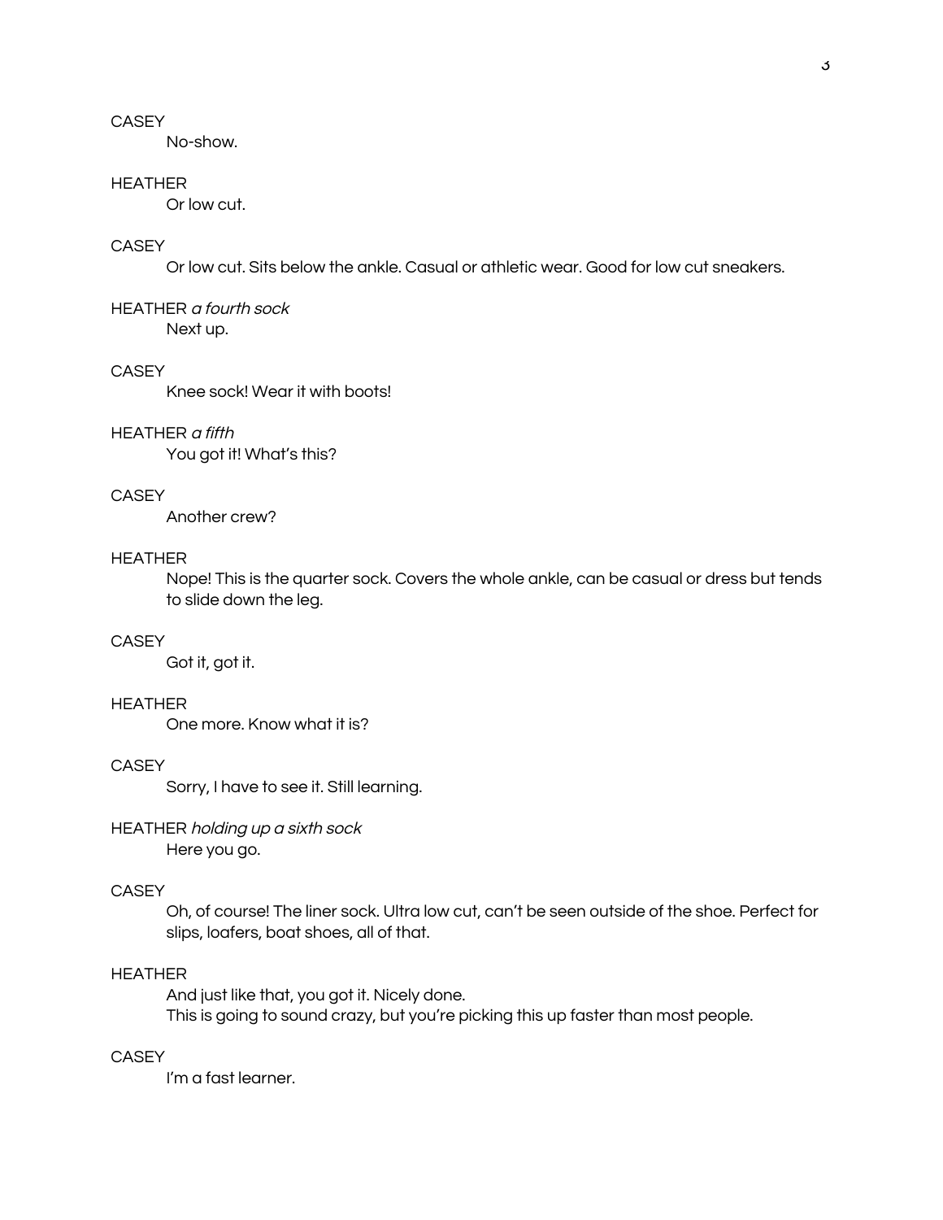CASEY

No-show.

HEATHER

Or low cut.

CASEY

Or low cut. Sits below the ankle. Casual or athletic wear. Good for low cut sneakers.

HEATHER *a fourth sock*

Next up.

CASEY

Knee sock! Wear it with boots!

HEATHER *a fifth*

You got it! What's this?

CASEY

Another crew?

HEATHER

Nope! This is the quarter sock. Covers the whole ankle, can be casual or dress but tends to slide down the leg.

CASEY

Got it, got it.

HEATHER

One more. Know what it is?

CASEY

Sorry, I have to see it. Still learning.

HEATHER *holding up a sixth sock*

Here you go.

CASEY

Oh, of course! The liner sock. Ultra low cut, can't be seen outside of the shoe. Perfect for slips, loafers, boat shoes, all of that.

HEATHER

And just like that, you got it. Nicely done.
This is going to sound crazy, but you're picking this up faster than most people.

CASEY

I'm a fast learner.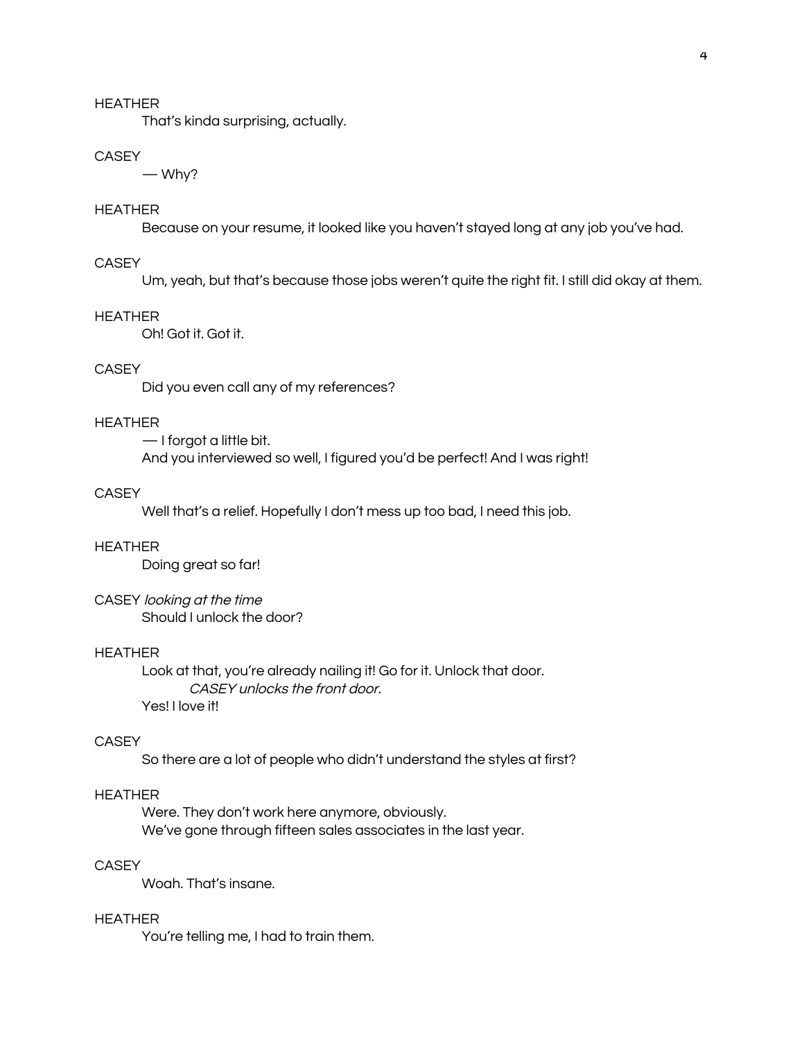HEATHER

That's kinda surprising, actually.

CASEY

— Why?

HEATHER

Because on your resume, it looked like you haven't stayed long at any job you've had.

CASEY

Um, yeah, but that's because those jobs weren't quite the right fit. I still did okay at them.

HEATHER

Oh! Got it. Got it.

CASEY

Did you even call any of my references?

HEATHER

— I forgot a little bit.
And you interviewed so well, I figured you'd be perfect! And I was right!

CASEY

Well that's a relief. Hopefully I don't mess up too bad, I need this job.

HEATHER

Doing great so far!

CASEY *looking at the time*

Should I unlock the door?

HEATHER

Look at that, you're already nailing it! Go for it. Unlock that door.

*CASEY unlocks the front door.*

Yes! I love it!

CASEY

So there are a lot of people who didn't understand the styles at first?

HEATHER

Were. They don't work here anymore, obviously.
We've gone through fifteen sales associates in the last year.

CASEY

Woah. That's insane.

HEATHER

You're telling me, I had to train them.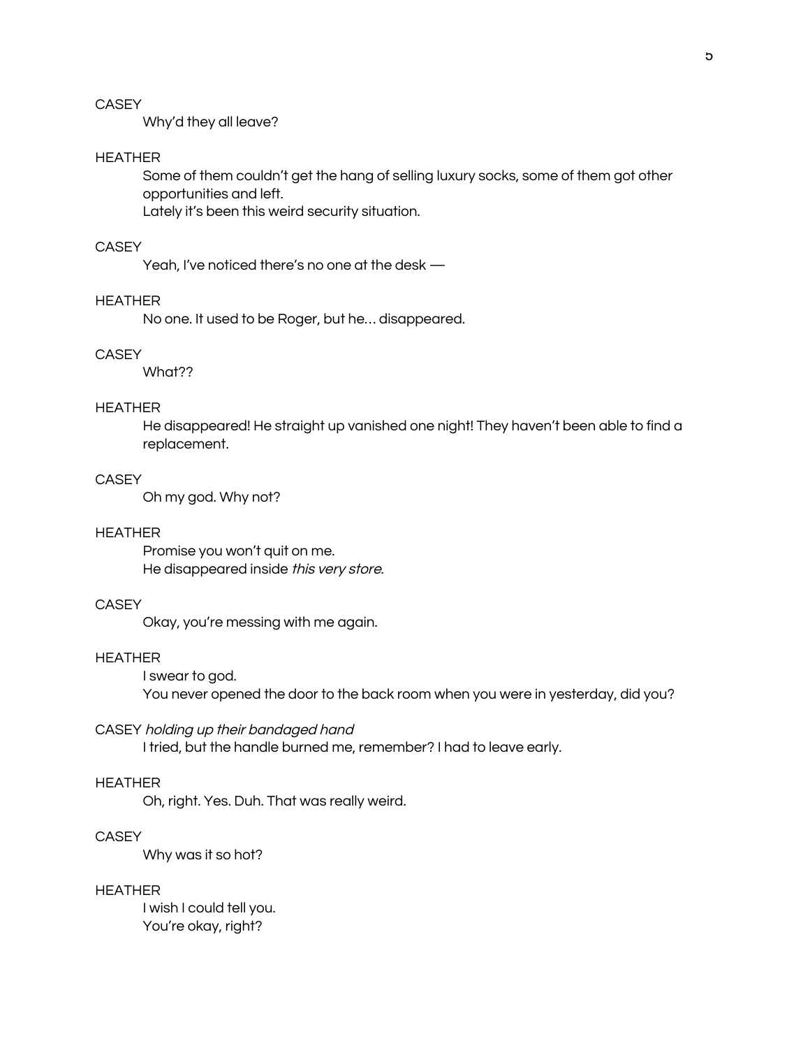CASEY

Why'd they all leave?

HEATHER

Some of them couldn't get the hang of selling luxury socks, some of them got other opportunities and left.
Lately it's been this weird security situation.

CASEY

Yeah, I've noticed there's no one at the desk —

HEATHER

No one. It used to be Roger, but he… disappeared.

CASEY

What??

HEATHER

He disappeared! He straight up vanished one night! They haven't been able to find a replacement.

CASEY

Oh my god. Why not?

HEATHER

Promise you won't quit on me.
He disappeared inside *this very store.*

CASEY

Okay, you're messing with me again.

HEATHER

I swear to god.
You never opened the door to the back room when you were in yesterday, did you?

CASEY *holding up their bandaged hand*

I tried, but the handle burned me, remember? I had to leave early.

HEATHER

Oh, right. Yes. Duh. That was really weird.

CASEY

Why was it so hot?

HEATHER

I wish I could tell you.
You're okay, right?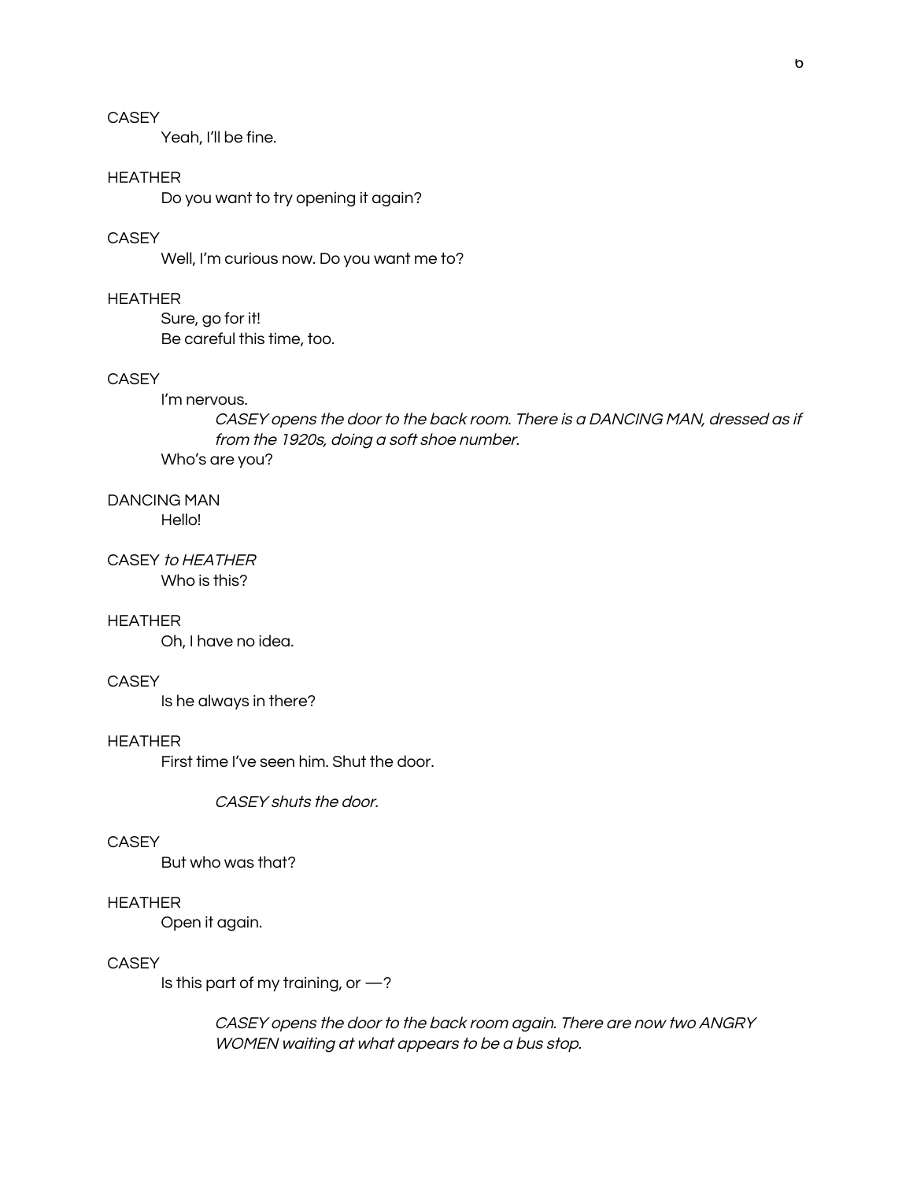CASEY

Yeah, I'll be fine.

HEATHER

Do you want to try opening it again?

CASEY

Well, I'm curious now. Do you want me to?

HEATHER

Sure, go for it!
Be careful this time, too.

CASEY

I'm nervous.

*CASEY opens the door to the back room. There is a DANCING MAN, dressed as if from the 1920s, doing a soft shoe number.*

Who's are you?

DANCING MAN

Hello!

CASEY *to HEATHER*

Who is this?

HEATHER

Oh, I have no idea.

CASEY

Is he always in there?

HEATHER

First time I've seen him. Shut the door.

*CASEY shuts the door.*

CASEY

But who was that?

HEATHER

Open it again.

CASEY

Is this part of my training, or —?

*CASEY opens the door to the back room again. There are now two ANGRY WOMEN waiting at what appears to be a bus stop.*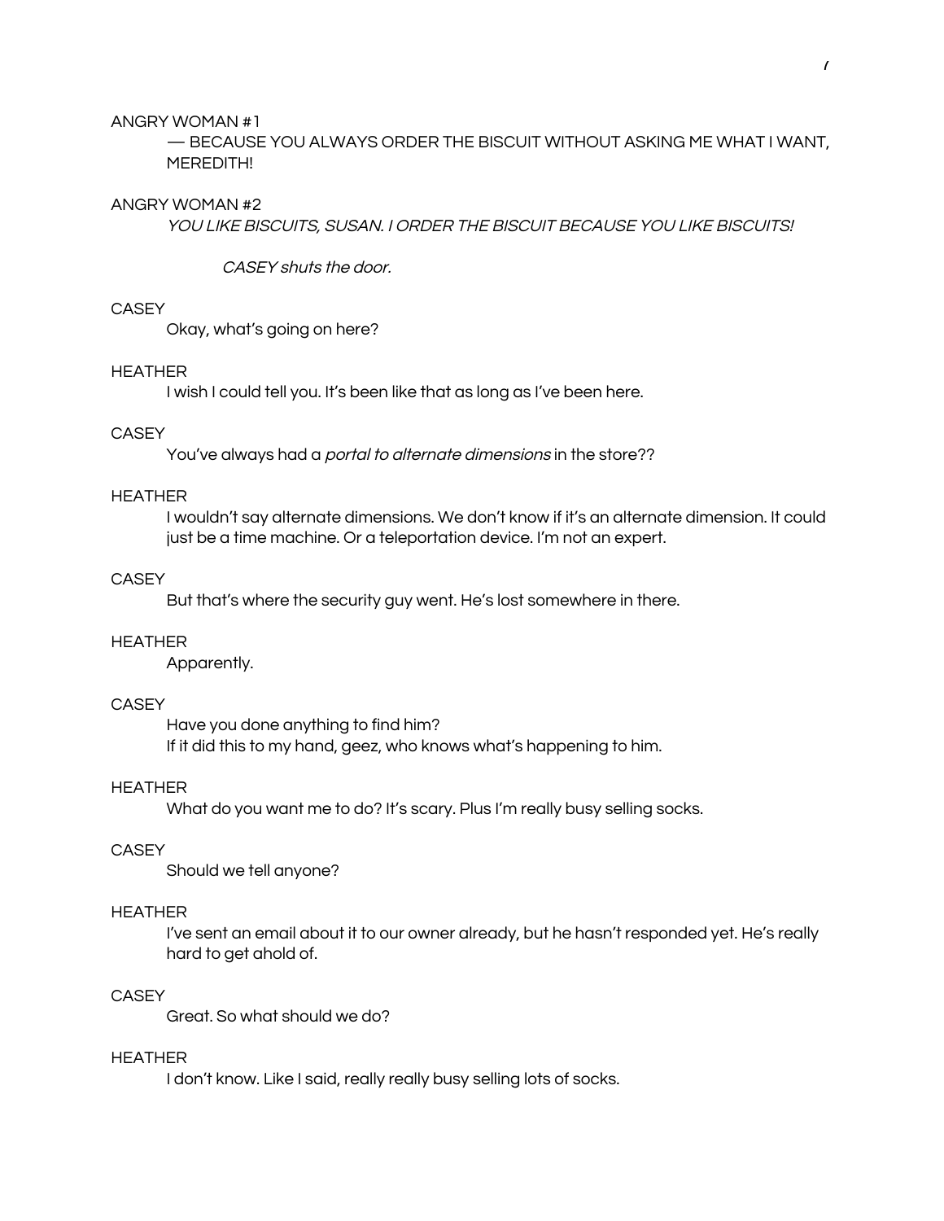ANGRY WOMAN #1

— BECAUSE YOU ALWAYS ORDER THE BISCUIT WITHOUT ASKING ME WHAT I WANT, MEREDITH!

ANGRY WOMAN #2

*YOU LIKE BISCUITS, SUSAN. I ORDER THE BISCUIT BECAUSE YOU LIKE BISCUITS!*

*CASEY shuts the door.*

CASEY

Okay, what's going on here?

HEATHER

I wish I could tell you. It's been like that as long as I've been here.

CASEY

You've always had a *portal to alternate dimensions* in the store??

HEATHER

I wouldn't say alternate dimensions. We don't know if it's an alternate dimension. It could just be a time machine. Or a teleportation device. I'm not an expert.

CASEY

But that's where the security guy went. He's lost somewhere in there.

HEATHER

Apparently.

CASEY

Have you done anything to find him?
If it did this to my hand, geez, who knows what's happening to him.

HEATHER

What do you want me to do? It's scary. Plus I'm really busy selling socks.

CASEY

Should we tell anyone?

HEATHER

I've sent an email about it to our owner already, but he hasn't responded yet. He's really hard to get ahold of.

CASEY

Great. So what should we do?

HEATHER

I don't know. Like I said, really really busy selling lots of socks.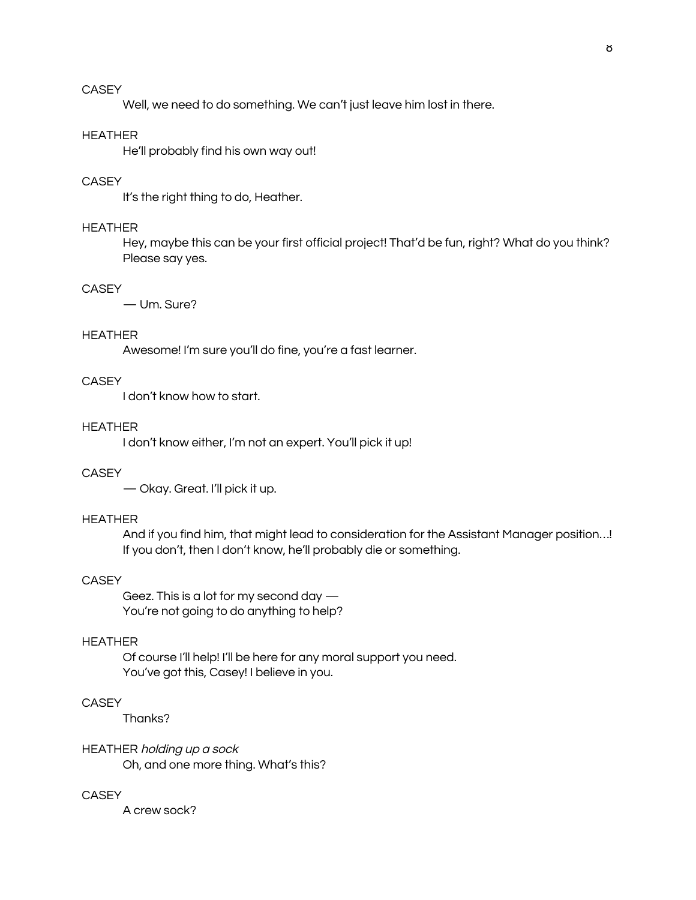CASEY

Well, we need to do something. We can't just leave him lost in there.

HEATHER

He'll probably find his own way out!

CASEY

It's the right thing to do, Heather.

HEATHER

Hey, maybe this can be your first official project! That'd be fun, right? What do you think? Please say yes.

CASEY

— Um. Sure?

HEATHER

Awesome! I'm sure you'll do fine, you're a fast learner.

CASEY

I don't know how to start.

HEATHER

I don't know either, I'm not an expert. You'll pick it up!

CASEY

— Okay. Great. I'll pick it up.

HEATHER

And if you find him, that might lead to consideration for the Assistant Manager position…! If you don't, then I don't know, he'll probably die or something.

CASEY

Geez. This is a lot for my second day —
You're not going to do anything to help?

HEATHER

Of course I'll help! I'll be here for any moral support you need.
You've got this, Casey! I believe in you.

CASEY

Thanks?

HEATHER *holding up a sock*

Oh, and one more thing. What's this?

CASEY

A crew sock?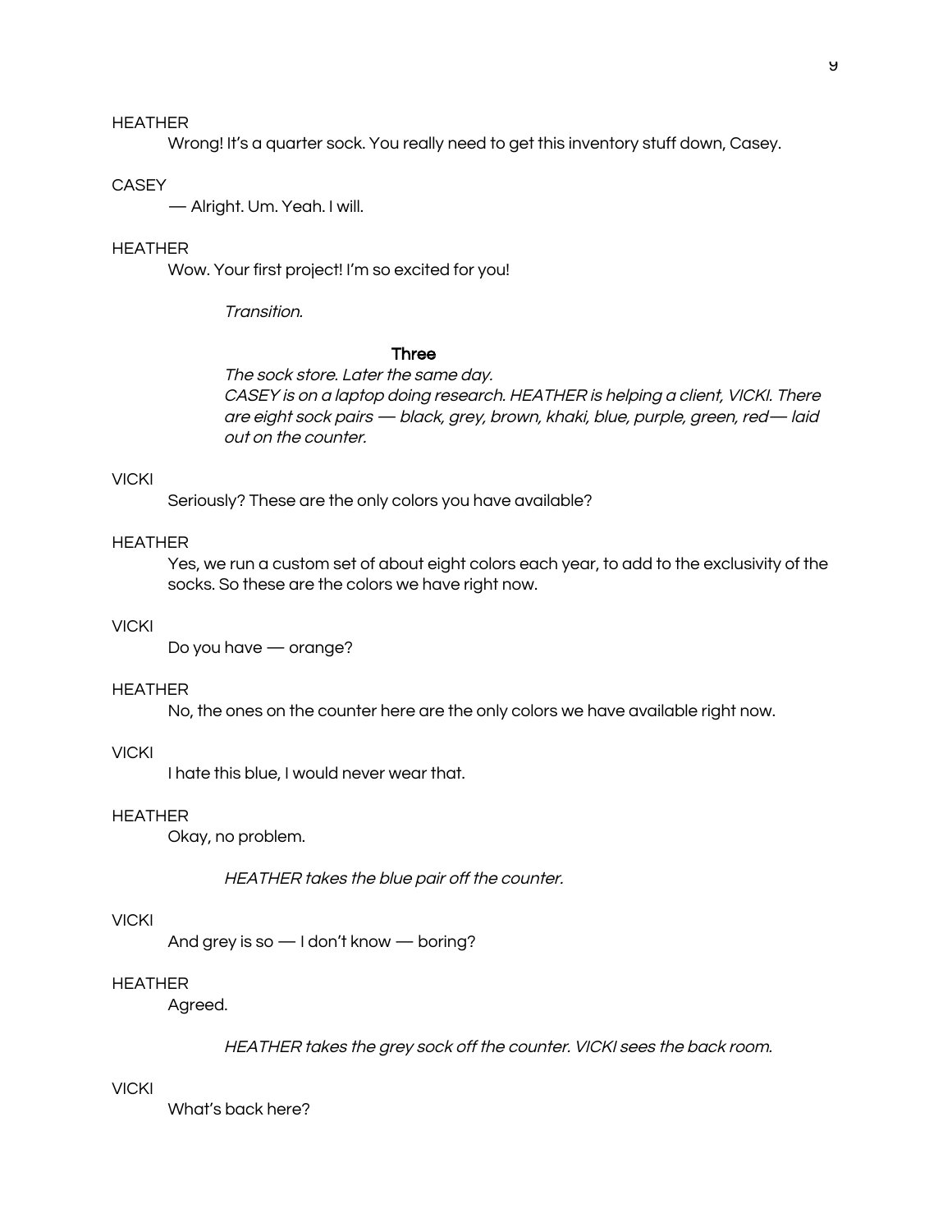HEATHER

Wrong! It's a quarter sock. You really need to get this inventory stuff down, Casey.

CASEY

— Alright. Um. Yeah. I will.

HEATHER

Wow. Your first project! I'm so excited for you!

*Transition.*

**Three**

*The sock store. Later the same day.*
*CASEY is on a laptop doing research. HEATHER is helping a client, VICKI. There are eight sock pairs — black, grey, brown, khaki, blue, purple, green, red— laid out on the counter.*

VICKI

Seriously? These are the only colors you have available?

HEATHER

Yes, we run a custom set of about eight colors each year, to add to the exclusivity of the socks. So these are the colors we have right now.

VICKI

Do you have — orange?

HEATHER

No, the ones on the counter here are the only colors we have available right now.

VICKI

I hate this blue, I would never wear that.

HEATHER

Okay, no problem.

*HEATHER takes the blue pair off the counter.*

VICKI

And grey is so — I don't know — boring?

HEATHER

Agreed.

*HEATHER takes the grey sock off the counter. VICKI sees the back room.*

VICKI

What's back here?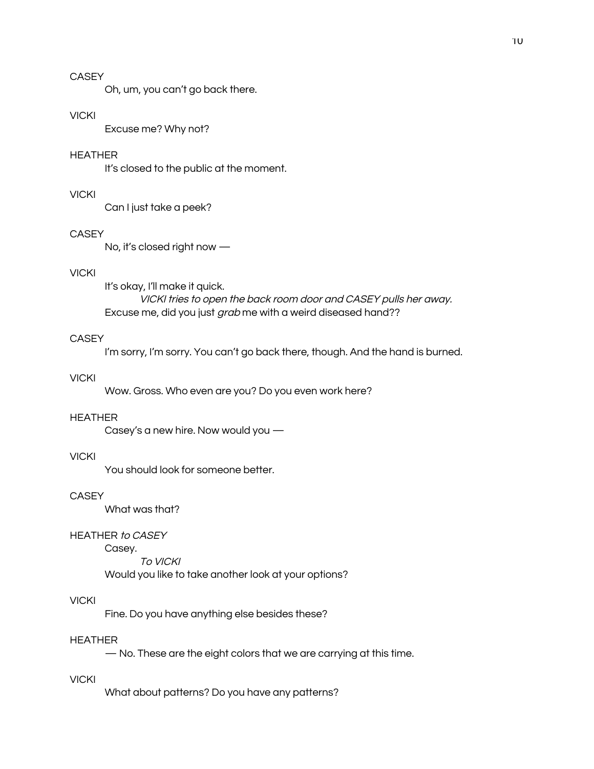CASEY

Oh, um, you can't go back there.

VICKI

Excuse me? Why not?

HEATHER

It's closed to the public at the moment.

VICKI

Can I just take a peek?

CASEY

No, it's closed right now —

VICKI

It's okay, I'll make it quick.

*VICKI tries to open the back room door and CASEY pulls her away.*

Excuse me, did you just *grab* me with a weird diseased hand??

CASEY

I'm sorry, I'm sorry. You can't go back there, though. And the hand is burned.

VICKI

Wow. Gross. Who even are you? Do you even work here?

HEATHER

Casey's a new hire. Now would you —

VICKI

You should look for someone better.

CASEY

What was that?

HEATHER *to CASEY*

Casey.

*To VICKI*

Would you like to take another look at your options?

VICKI

Fine. Do you have anything else besides these?

HEATHER

— No. These are the eight colors that we are carrying at this time.

VICKI

What about patterns? Do you have any patterns?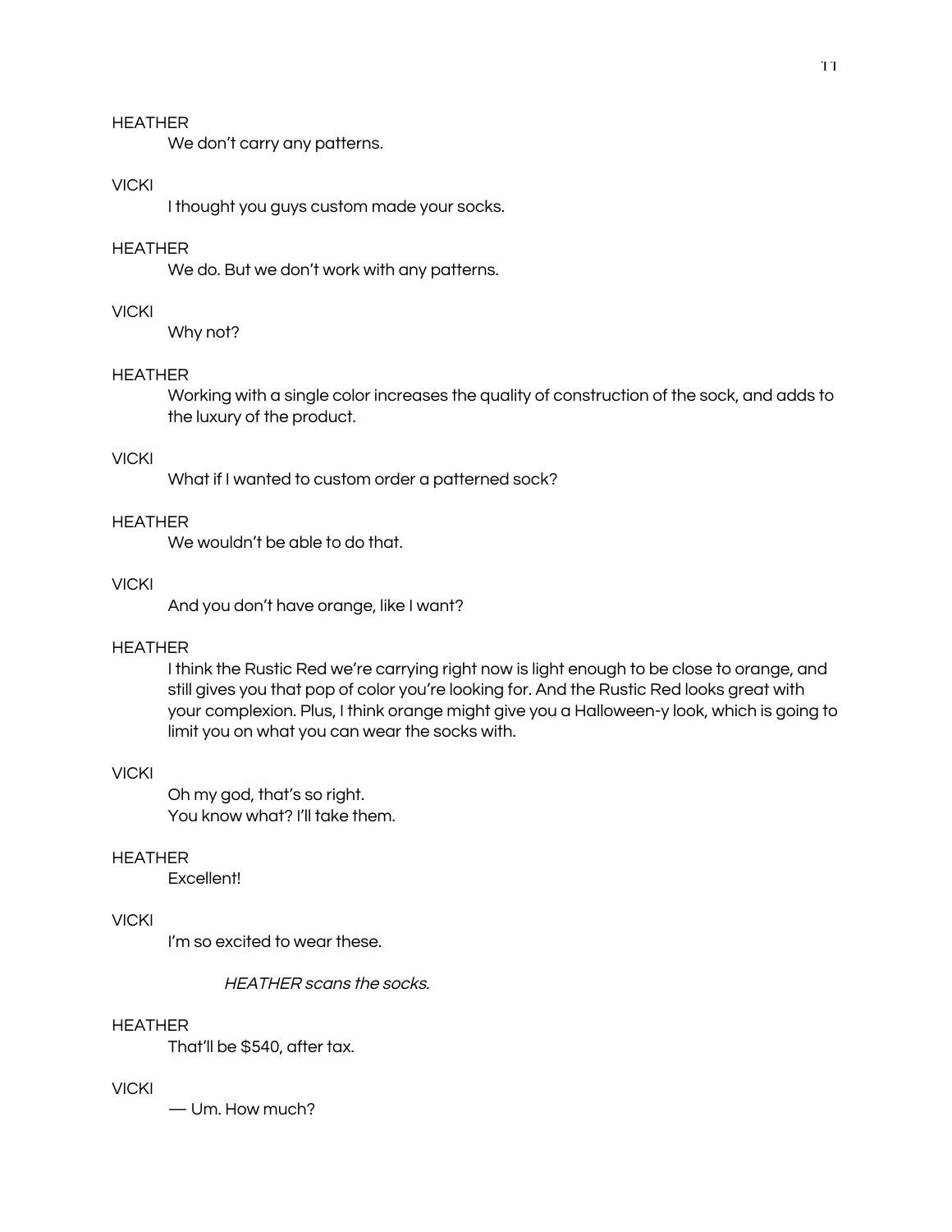HEATHER

We don't carry any patterns.

VICKI

I thought you guys custom made your socks.

HEATHER

We do. But we don't work with any patterns.

VICKI

Why not?

HEATHER

Working with a single color increases the quality of construction of the sock, and adds to the luxury of the product.

VICKI

What if I wanted to custom order a patterned sock?

HEATHER

We wouldn't be able to do that.

VICKI

And you don't have orange, like I want?

HEATHER

I think the Rustic Red we're carrying right now is light enough to be close to orange, and still gives you that pop of color you're looking for. And the Rustic Red looks great with your complexion. Plus, I think orange might give you a Halloween-y look, which is going to limit you on what you can wear the socks with.

VICKI

Oh my god, that's so right.
You know what? I'll take them.

HEATHER

Excellent!

VICKI

I'm so excited to wear these.

*HEATHER scans the socks.*

HEATHER

That'll be $540, after tax.

VICKI

— Um. How much?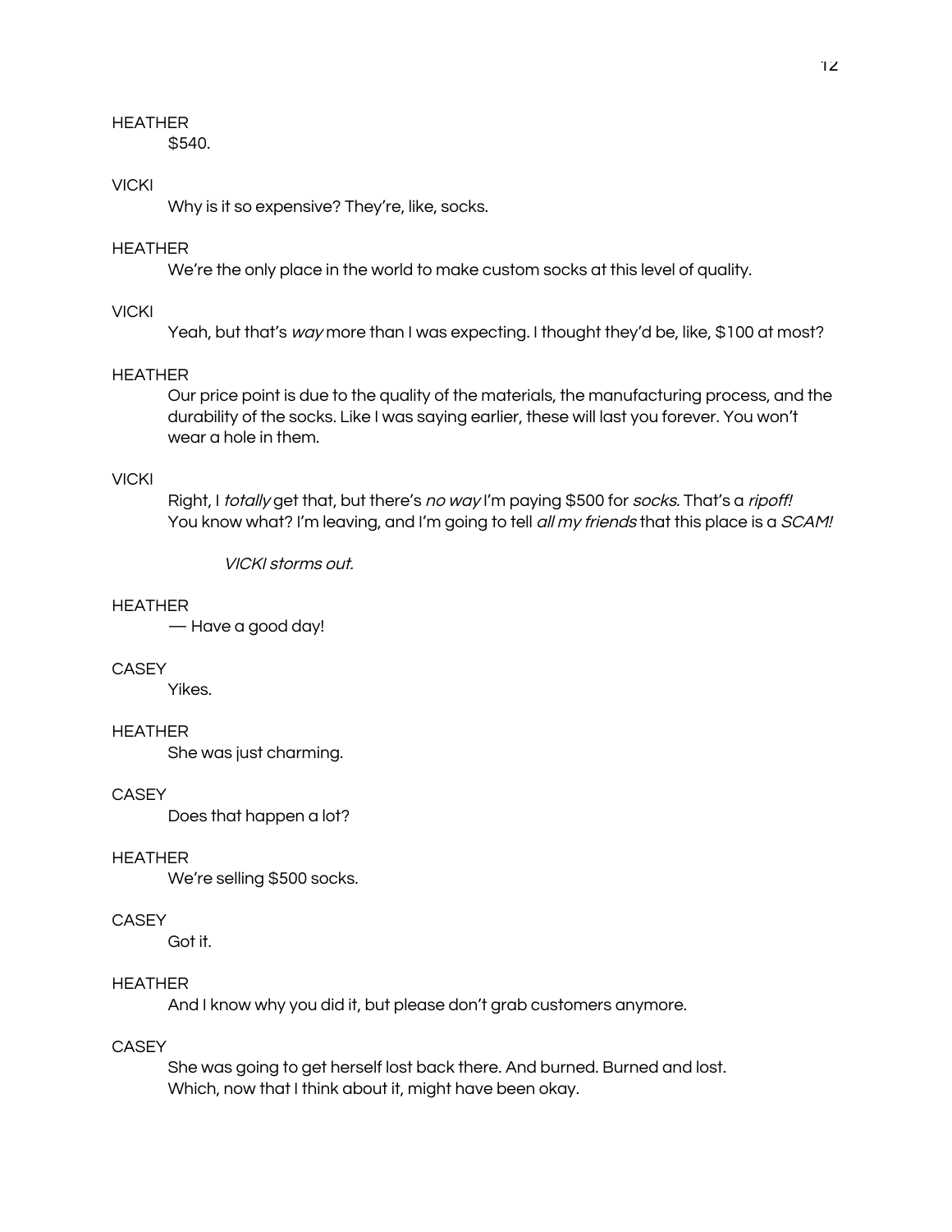HEATHER

$540.

VICKI

Why is it so expensive? They're, like, socks.

HEATHER

We're the only place in the world to make custom socks at this level of quality.

VICKI

Yeah, but that's *way* more than I was expecting. I thought they'd be, like, $100 at most?

HEATHER

Our price point is due to the quality of the materials, the manufacturing process, and the durability of the socks. Like I was saying earlier, these will last you forever. You won't wear a hole in them.

VICKI

Right, I *totally* get that, but there's *no way* I'm paying $500 for *socks*. That's a *ripoff!* You know what? I'm leaving, and I'm going to tell *all my friends* that this place is a *SCAM!*

*VICKI storms out.*

HEATHER

— Have a good day!

CASEY

Yikes.

HEATHER

She was just charming.

CASEY

Does that happen a lot?

HEATHER

We're selling $500 socks.

CASEY

Got it.

HEATHER

And I know why you did it, but please don't grab customers anymore.

CASEY

She was going to get herself lost back there. And burned. Burned and lost. Which, now that I think about it, might have been okay.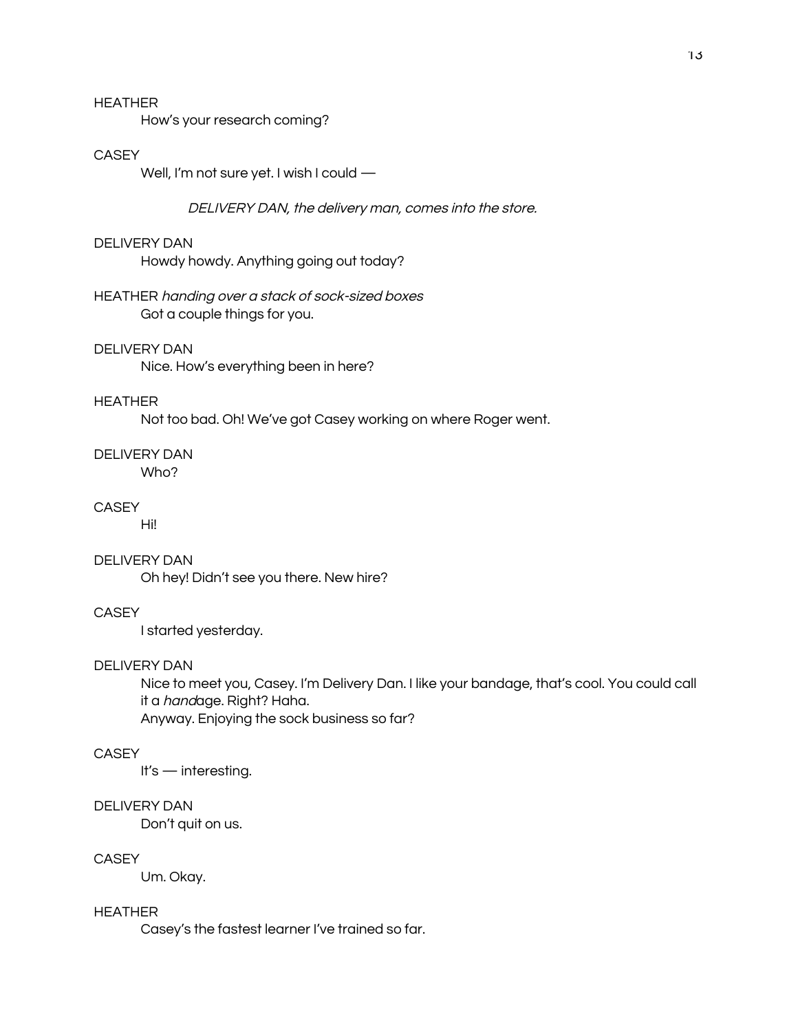HEATHER

How's your research coming?

CASEY

Well, I'm not sure yet. I wish I could —

*DELIVERY DAN, the delivery man, comes into the store.*

DELIVERY DAN

Howdy howdy. Anything going out today?

HEATHER *handing over a stack of sock-sized boxes*

Got a couple things for you.

DELIVERY DAN

Nice. How's everything been in here?

HEATHER

Not too bad. Oh! We've got Casey working on where Roger went.

DELIVERY DAN

Who?

CASEY

Hi!

DELIVERY DAN

Oh hey! Didn't see you there. New hire?

CASEY

I started yesterday.

DELIVERY DAN

Nice to meet you, Casey. I'm Delivery Dan. I like your bandage, that's cool. You could call it a *hand*age. Right? Haha.
Anyway. Enjoying the sock business so far?

CASEY

It's — interesting.

DELIVERY DAN

Don't quit on us.

CASEY

Um. Okay.

HEATHER

Casey's the fastest learner I've trained so far.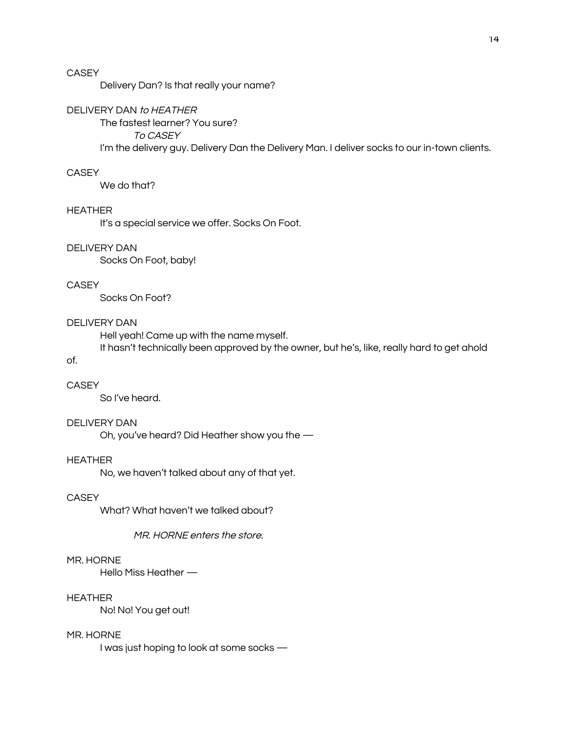CASEY

Delivery Dan? Is that really your name?

DELIVERY DAN *to HEATHER*

The fastest learner? You sure?

*To CASEY*

I'm the delivery guy. Delivery Dan the Delivery Man. I deliver socks to our in-town clients.

CASEY

We do that?

HEATHER

It's a special service we offer. Socks On Foot.

DELIVERY DAN

Socks On Foot, baby!

CASEY

Socks On Foot?

DELIVERY DAN

Hell yeah! Came up with the name myself.

It hasn't technically been approved by the owner, but he's, like, really hard to get ahold of.

CASEY

So I've heard.

DELIVERY DAN

Oh, you've heard? Did Heather show you the —

HEATHER

No, we haven't talked about any of that yet.

CASEY

What? What haven't we talked about?

*MR. HORNE enters the store.*

MR. HORNE

Hello Miss Heather —

HEATHER

No! No! You get out!

MR. HORNE

I was just hoping to look at some socks —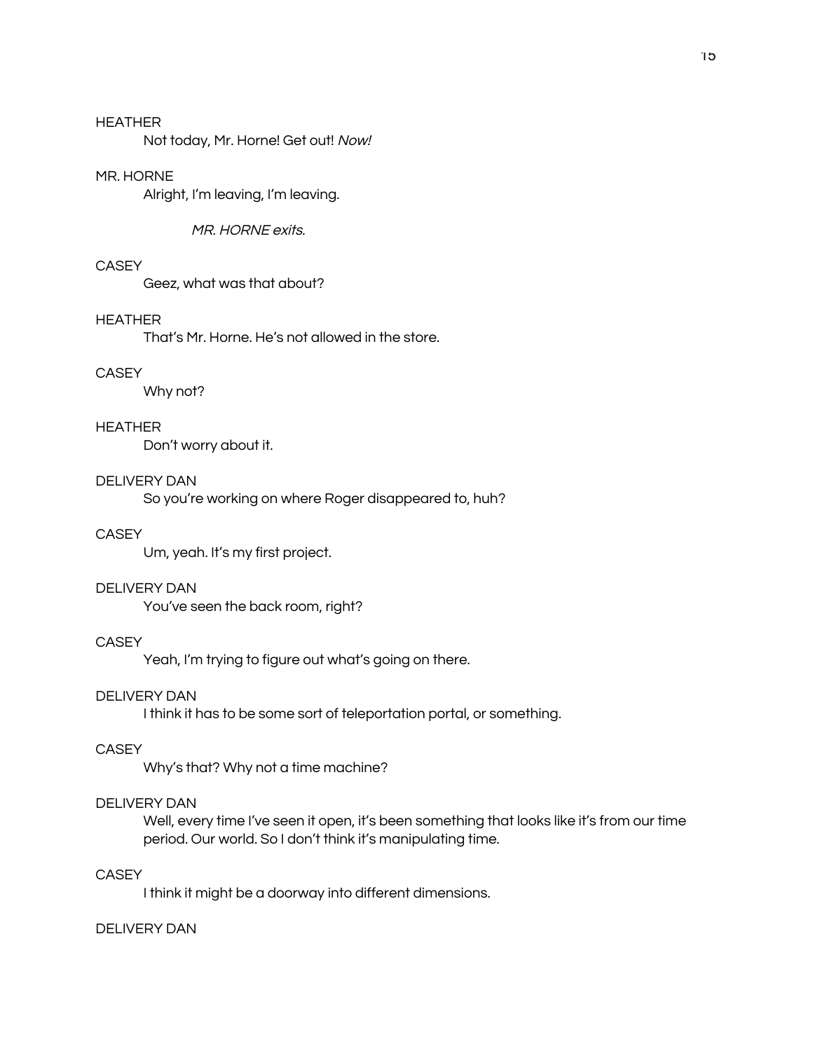HEATHER

Not today, Mr. Horne! Get out! *Now!*

MR. HORNE

Alright, I'm leaving, I'm leaving.

*MR. HORNE exits.*

CASEY

Geez, what was that about?

HEATHER

That's Mr. Horne. He's not allowed in the store.

CASEY

Why not?

HEATHER

Don't worry about it.

DELIVERY DAN

So you're working on where Roger disappeared to, huh?

CASEY

Um, yeah. It's my first project.

DELIVERY DAN

You've seen the back room, right?

CASEY

Yeah, I'm trying to figure out what's going on there.

DELIVERY DAN

I think it has to be some sort of teleportation portal, or something.

CASEY

Why's that? Why not a time machine?

DELIVERY DAN

Well, every time I've seen it open, it's been something that looks like it's from our time period. Our world. So I don't think it's manipulating time.

CASEY

I think it might be a doorway into different dimensions.

DELIVERY DAN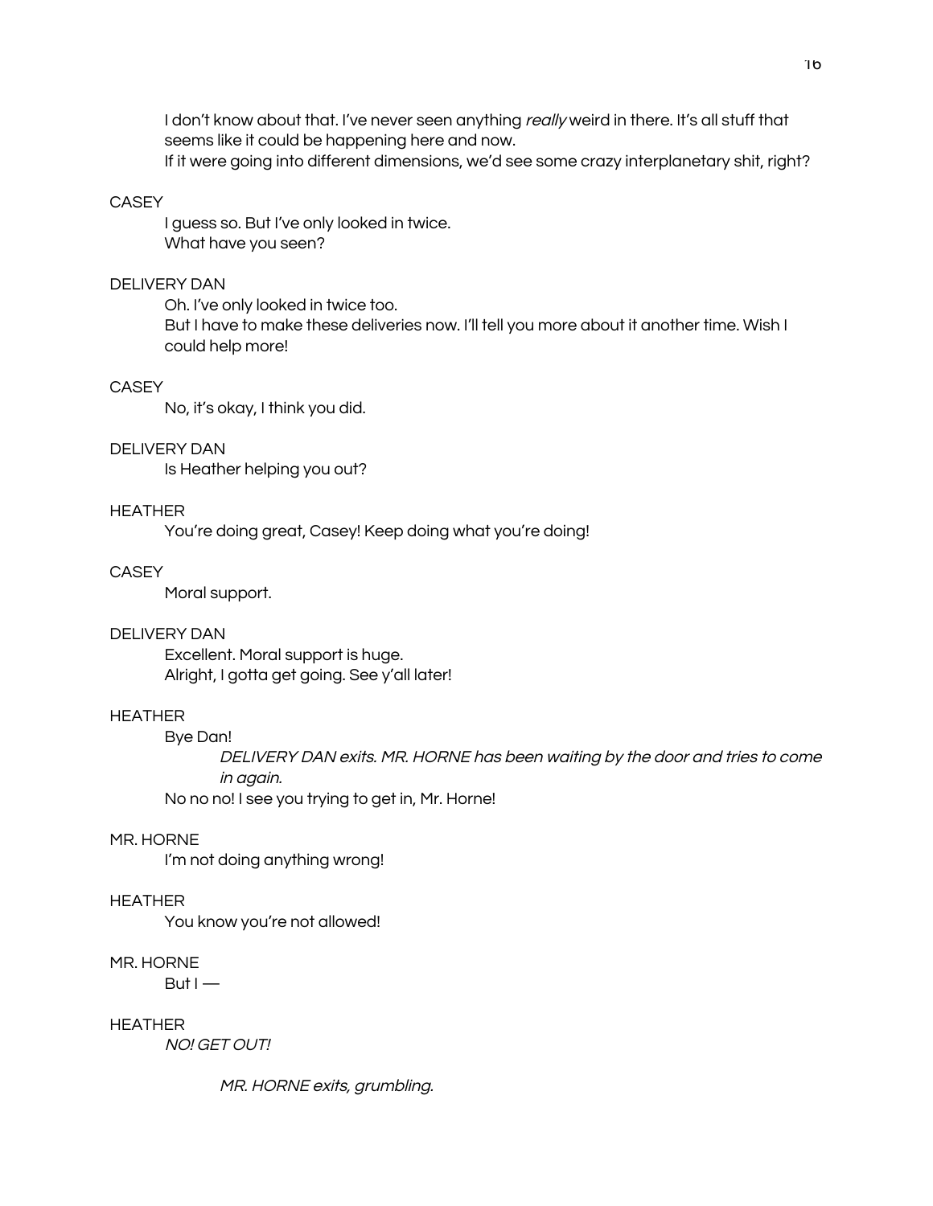I don't know about that. I've never seen anything *really* weird in there. It's all stuff that seems like it could be happening here and now.
If it were going into different dimensions, we'd see some crazy interplanetary shit, right?

CASEY

I guess so. But I've only looked in twice.
What have you seen?

DELIVERY DAN

Oh. I've only looked in twice too.
But I have to make these deliveries now. I'll tell you more about it another time. Wish I could help more!

CASEY

No, it's okay, I think you did.

DELIVERY DAN

Is Heather helping you out?

HEATHER

You're doing great, Casey! Keep doing what you're doing!

CASEY

Moral support.

DELIVERY DAN

Excellent. Moral support is huge.
Alright, I gotta get going. See y'all later!

HEATHER

Bye Dan!

*DELIVERY DAN exits. MR. HORNE has been waiting by the door and tries to come in again.*

No no no! I see you trying to get in, Mr. Horne!

MR. HORNE

I'm not doing anything wrong!

HEATHER

You know you're not allowed!

MR. HORNE

But I —

HEATHER

*NO! GET OUT!*

*MR. HORNE exits, grumbling.*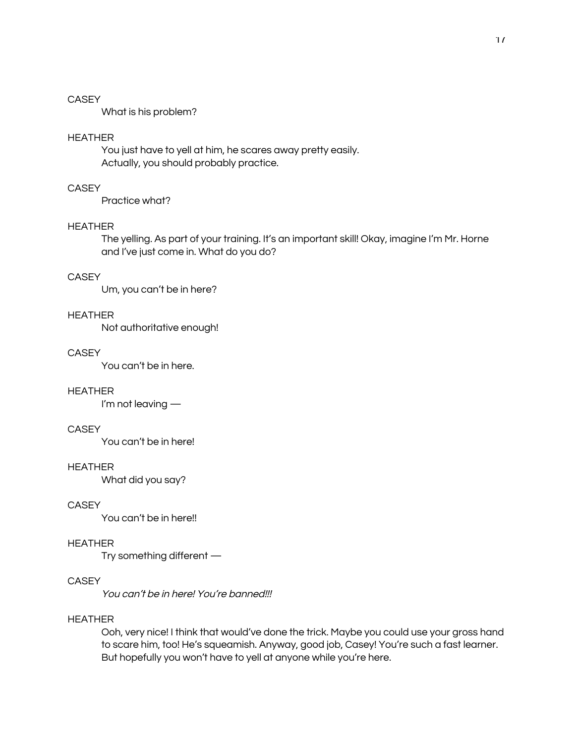CASEY

What is his problem?

HEATHER

You just have to yell at him, he scares away pretty easily.
Actually, you should probably practice.

CASEY

Practice what?

HEATHER

The yelling. As part of your training. It's an important skill! Okay, imagine I'm Mr. Horne and I've just come in. What do you do?

CASEY

Um, you can't be in here?

HEATHER

Not authoritative enough!

CASEY

You can't be in here.

HEATHER

I'm not leaving —

CASEY

You can't be in here!

HEATHER

What did you say?

CASEY

You can't be in here!!

HEATHER

Try something different —

CASEY

*You can't be in here! You're banned!!!*

HEATHER

Ooh, very nice! I think that would've done the trick. Maybe you could use your gross hand to scare him, too! He's squeamish. Anyway, good job, Casey! You're such a fast learner. But hopefully you won't have to yell at anyone while you're here.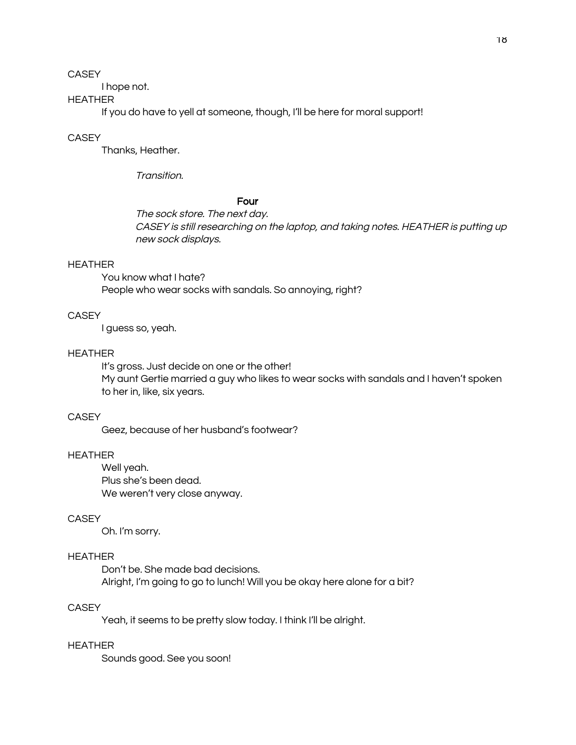CASEY

I hope not.

HEATHER

If you do have to yell at someone, though, I'll be here for moral support!

CASEY

Thanks, Heather.

*Transition.*

### Four

*The sock store. The next day.*
*CASEY is still researching on the laptop, and taking notes. HEATHER is putting up new sock displays.*

HEATHER

You know what I hate?
People who wear socks with sandals. So annoying, right?

CASEY

I guess so, yeah.

HEATHER

It's gross. Just decide on one or the other!
My aunt Gertie married a guy who likes to wear socks with sandals and I haven't spoken to her in, like, six years.

CASEY

Geez, because of her husband's footwear?

HEATHER

Well yeah.
Plus she's been dead.
We weren't very close anyway.

CASEY

Oh. I'm sorry.

HEATHER

Don't be. She made bad decisions.
Alright, I'm going to go to lunch! Will you be okay here alone for a bit?

CASEY

Yeah, it seems to be pretty slow today. I think I'll be alright.

HEATHER

Sounds good. See you soon!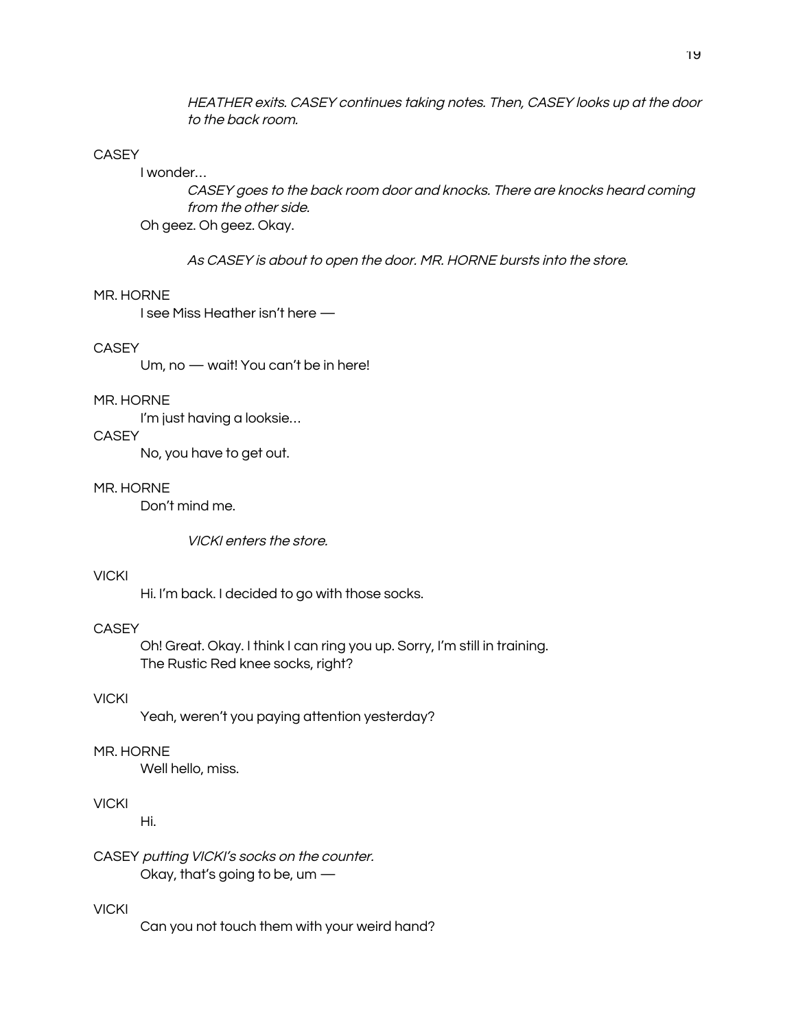*HEATHER exits. CASEY continues taking notes. Then, CASEY looks up at the door to the back room.*

CASEY

I wonder…

*CASEY goes to the back room door and knocks. There are knocks heard coming from the other side.*

Oh geez. Oh geez. Okay.

*As CASEY is about to open the door. MR. HORNE bursts into the store.*

MR. HORNE

I see Miss Heather isn't here —

CASEY

Um, no — wait! You can't be in here!

MR. HORNE

I'm just having a looksie…

CASEY

No, you have to get out.

MR. HORNE

Don't mind me.

*VICKI enters the store.*

VICKI

Hi. I'm back. I decided to go with those socks.

CASEY

Oh! Great. Okay. I think I can ring you up. Sorry, I'm still in training.
The Rustic Red knee socks, right?

VICKI

Yeah, weren't you paying attention yesterday?

MR. HORNE

Well hello, miss.

VICKI

Hi.

CASEY *putting VICKI's socks on the counter.*

Okay, that's going to be, um —

VICKI

Can you not touch them with your weird hand?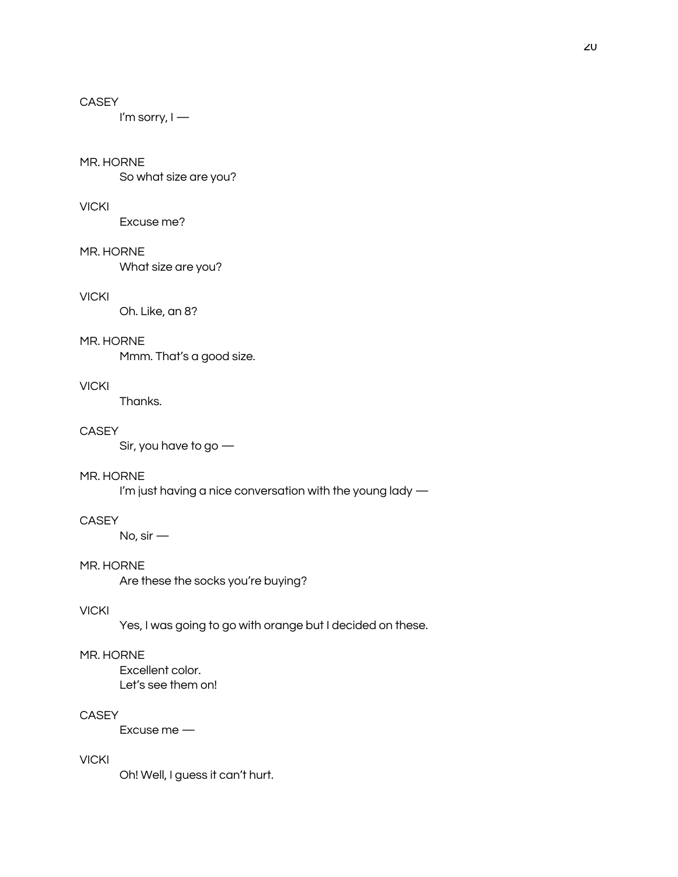CASEY

I'm sorry, I —

MR. HORNE

So what size are you?

VICKI

Excuse me?

MR. HORNE

What size are you?

VICKI

Oh. Like, an 8?

MR. HORNE

Mmm. That's a good size.

VICKI

Thanks.

CASEY

Sir, you have to go —

MR. HORNE

I'm just having a nice conversation with the young lady —

CASEY

No, sir —

MR. HORNE

Are these the socks you're buying?

VICKI

Yes, I was going to go with orange but I decided on these.

MR. HORNE

Excellent color.
Let's see them on!

CASEY

Excuse me —

VICKI

Oh! Well, I guess it can't hurt.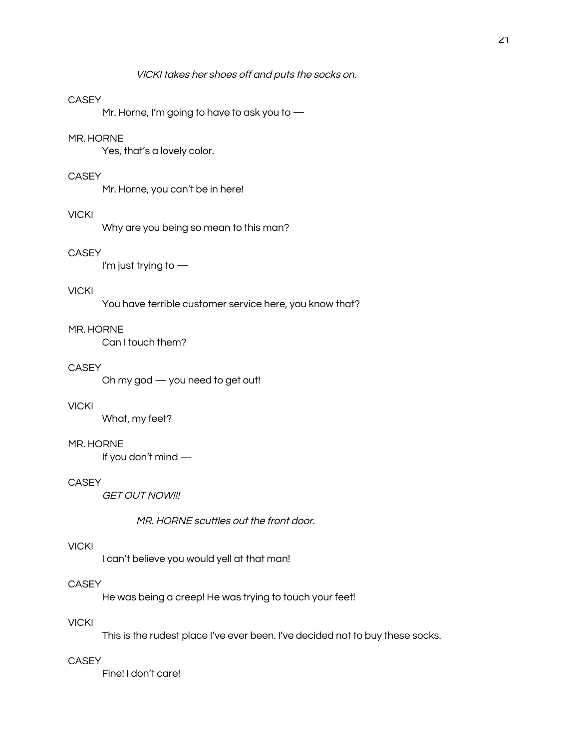*VICKI takes her shoes off and puts the socks on.*

CASEY

Mr. Horne, I'm going to have to ask you to —

MR. HORNE

Yes, that's a lovely color.

CASEY

Mr. Horne, you can't be in here!

VICKI

Why are you being so mean to this man?

CASEY

I'm just trying to —

VICKI

You have terrible customer service here, you know that?

MR. HORNE

Can I touch them?

CASEY

Oh my god — you need to get out!

VICKI

What, my feet?

MR. HORNE

If you don't mind —

CASEY

*GET OUT NOW!!!*

*MR. HORNE scuttles out the front door.*

VICKI

I can't believe you would yell at that man!

CASEY

He was being a creep! He was trying to touch your feet!

VICKI

This is the rudest place I've ever been. I've decided not to buy these socks.

CASEY

Fine! I don't care!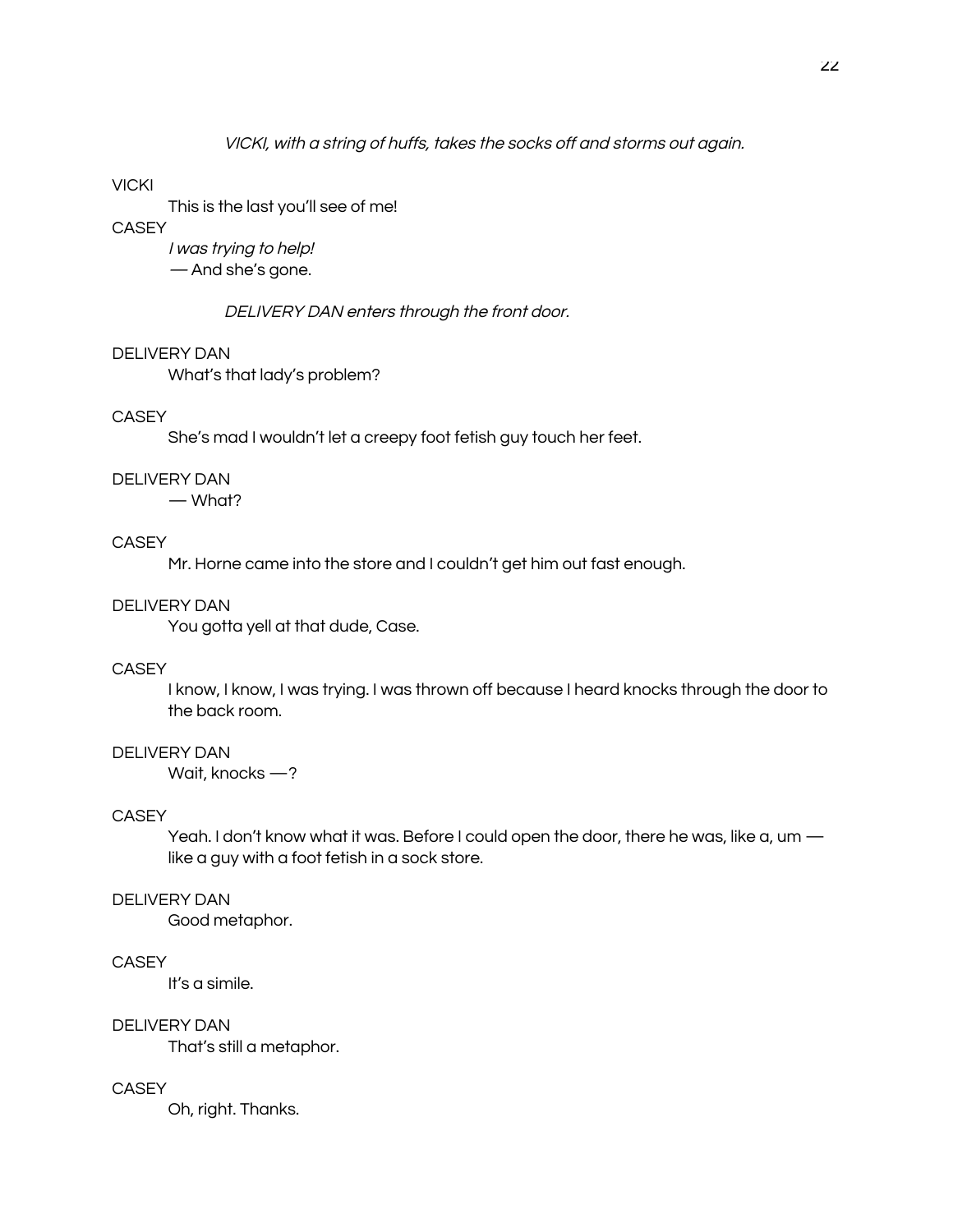*VICKI, with a string of huffs, takes the socks off and storms out again.*

VICKI

This is the last you'll see of me!

CASEY

*I was trying to help!*

— And she's gone.

*DELIVERY DAN enters through the front door.*

DELIVERY DAN

What's that lady's problem?

CASEY

She's mad I wouldn't let a creepy foot fetish guy touch her feet.

DELIVERY DAN

— What?

CASEY

Mr. Horne came into the store and I couldn't get him out fast enough.

DELIVERY DAN

You gotta yell at that dude, Case.

CASEY

I know, I know, I was trying. I was thrown off because I heard knocks through the door to the back room.

DELIVERY DAN

Wait, knocks —?

CASEY

Yeah. I don't know what it was. Before I could open the door, there he was, like a, um — like a guy with a foot fetish in a sock store.

DELIVERY DAN

Good metaphor.

CASEY

It's a simile.

DELIVERY DAN

That's still a metaphor.

CASEY

Oh, right. Thanks.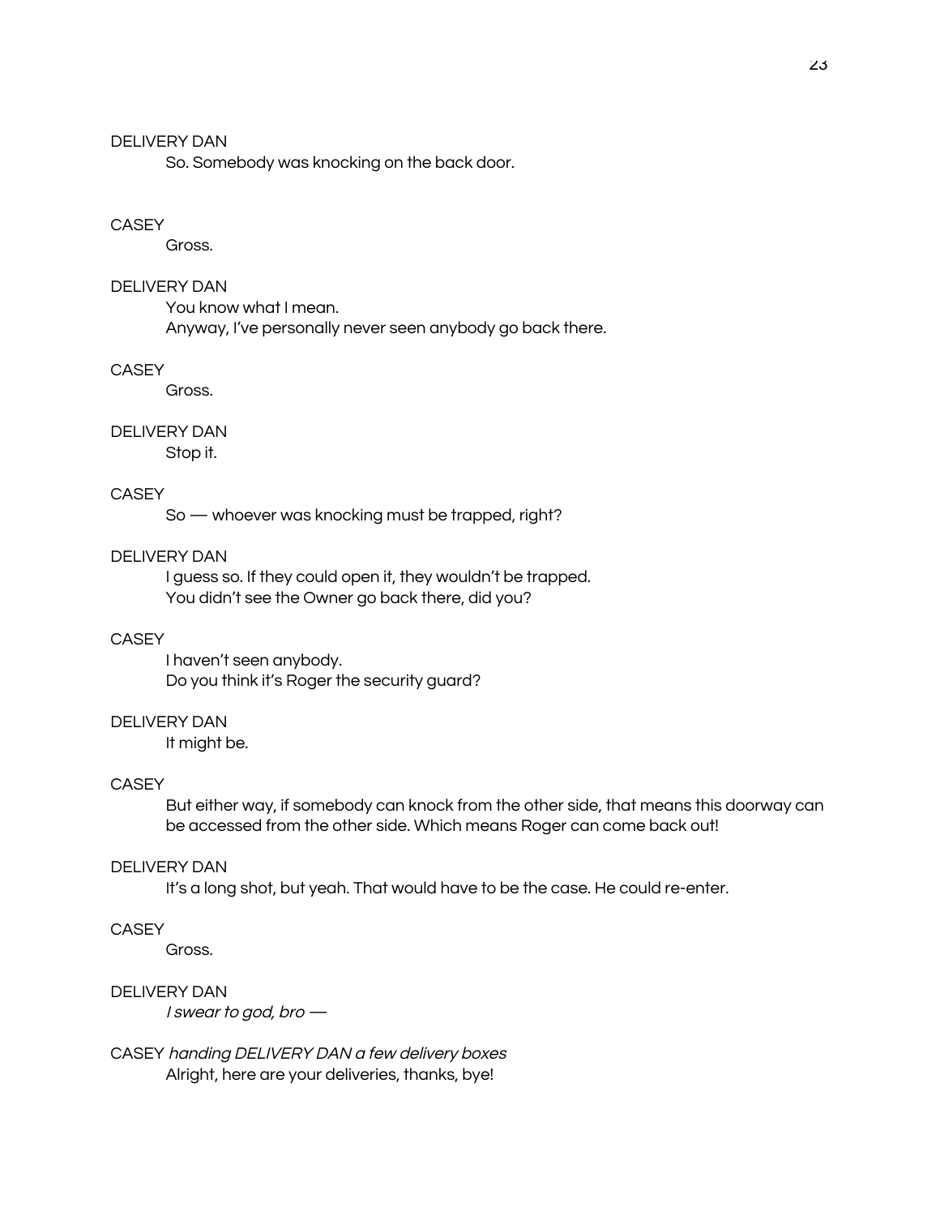DELIVERY DAN

So. Somebody was knocking on the back door.

CASEY

Gross.

DELIVERY DAN

You know what I mean.
Anyway, I've personally never seen anybody go back there.

CASEY

Gross.

DELIVERY DAN

Stop it.

CASEY

So — whoever was knocking must be trapped, right?

DELIVERY DAN

I guess so. If they could open it, they wouldn't be trapped.
You didn't see the Owner go back there, did you?

CASEY

I haven't seen anybody.
Do you think it's Roger the security guard?

DELIVERY DAN

It might be.

CASEY

But either way, if somebody can knock from the other side, that means this doorway can be accessed from the other side. Which means Roger can come back out!

DELIVERY DAN

It's a long shot, but yeah. That would have to be the case. He could re-enter.

CASEY

Gross.

DELIVERY DAN

*I swear to god, bro —*

CASEY *handing DELIVERY DAN a few delivery boxes*

Alright, here are your deliveries, thanks, bye!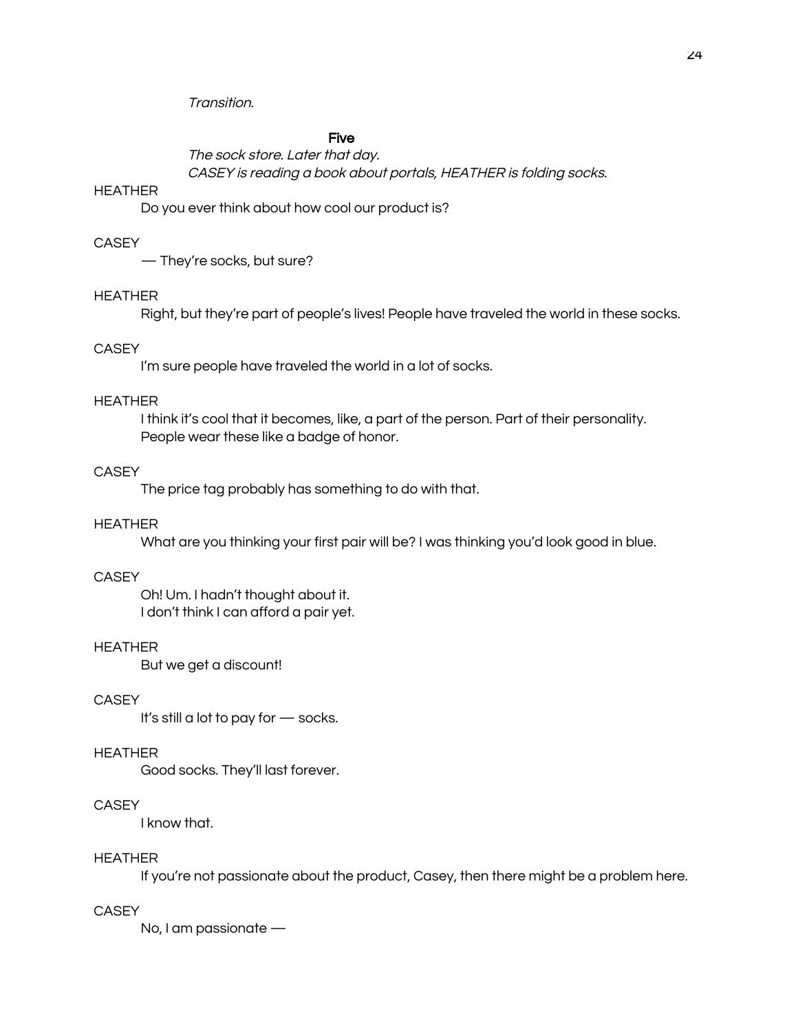*Transition.*

**Five**

*The sock store. Later that day.*
*CASEY is reading a book about portals, HEATHER is folding socks.*

HEATHER
Do you ever think about how cool our product is?

CASEY
— They're socks, but sure?

HEATHER
Right, but they're part of people's lives! People have traveled the world in these socks.

CASEY
I'm sure people have traveled the world in a lot of socks.

HEATHER
I think it's cool that it becomes, like, a part of the person. Part of their personality.
People wear these like a badge of honor.

CASEY
The price tag probably has something to do with that.

HEATHER
What are you thinking your first pair will be? I was thinking you'd look good in blue.

CASEY
Oh! Um. I hadn't thought about it.
I don't think I can afford a pair yet.

HEATHER
But we get a discount!

CASEY
It's still a lot to pay for — socks.

HEATHER
Good socks. They'll last forever.

CASEY
I know that.

HEATHER
If you're not passionate about the product, Casey, then there might be a problem here.

CASEY
No, I am passionate —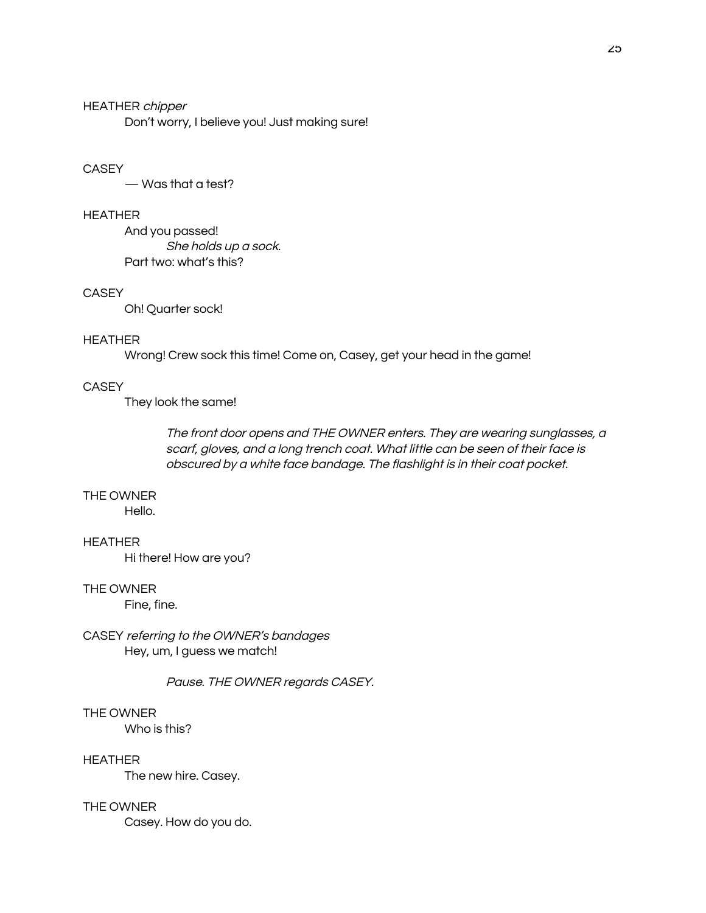HEATHER *chipper*

Don't worry, I believe you! Just making sure!

CASEY

— Was that a test?

HEATHER

And you passed!

*She holds up a sock.*

Part two: what's this?

CASEY

Oh! Quarter sock!

HEATHER

Wrong! Crew sock this time! Come on, Casey, get your head in the game!

CASEY

They look the same!

*The front door opens and THE OWNER enters. They are wearing sunglasses, a scarf, gloves, and a long trench coat. What little can be seen of their face is obscured by a white face bandage. The flashlight is in their coat pocket.*

THE OWNER

Hello.

HEATHER

Hi there! How are you?

THE OWNER

Fine, fine.

CASEY *referring to the OWNER's bandages*

Hey, um, I guess we match!

*Pause. THE OWNER regards CASEY.*

THE OWNER

Who is this?

HEATHER

The new hire. Casey.

THE OWNER

Casey. How do you do.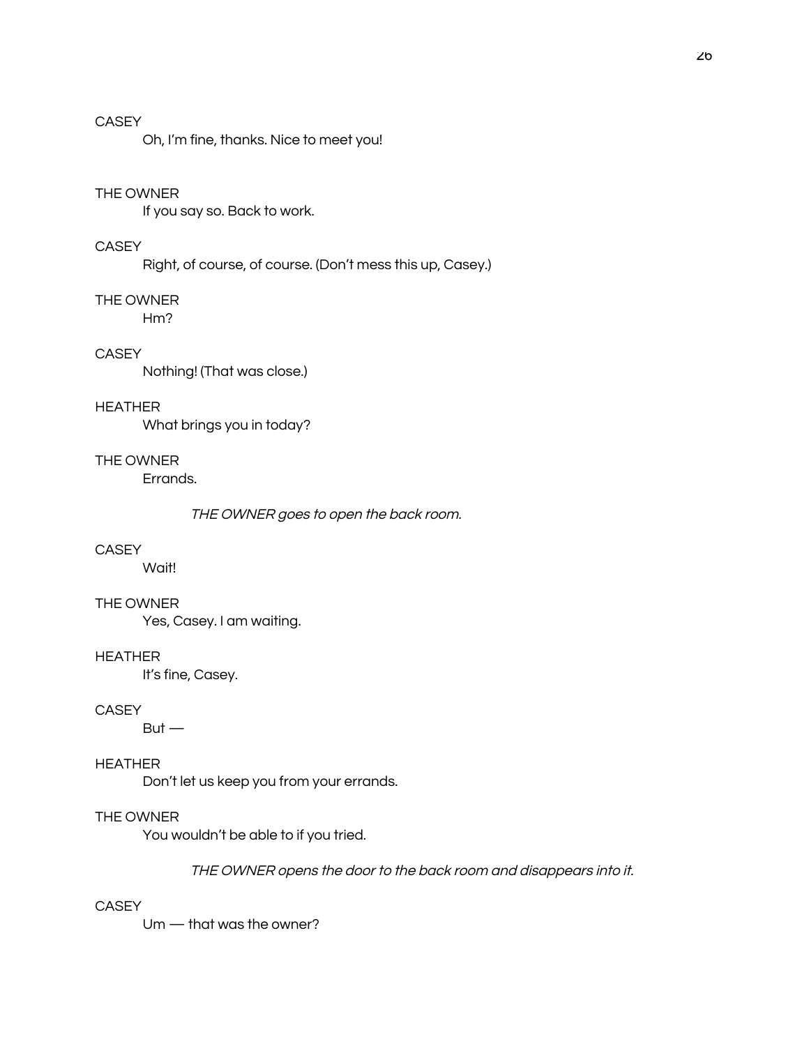CASEY

Oh, I'm fine, thanks. Nice to meet you!

THE OWNER

If you say so. Back to work.

CASEY

Right, of course, of course. (Don't mess this up, Casey.)

THE OWNER

Hm?

CASEY

Nothing! (That was close.)

HEATHER

What brings you in today?

THE OWNER

Errands.

*THE OWNER goes to open the back room.*

CASEY

Wait!

THE OWNER

Yes, Casey. I am waiting.

HEATHER

It's fine, Casey.

CASEY

But —

HEATHER

Don't let us keep you from your errands.

THE OWNER

You wouldn't be able to if you tried.

*THE OWNER opens the door to the back room and disappears into it.*

CASEY

Um — that was the owner?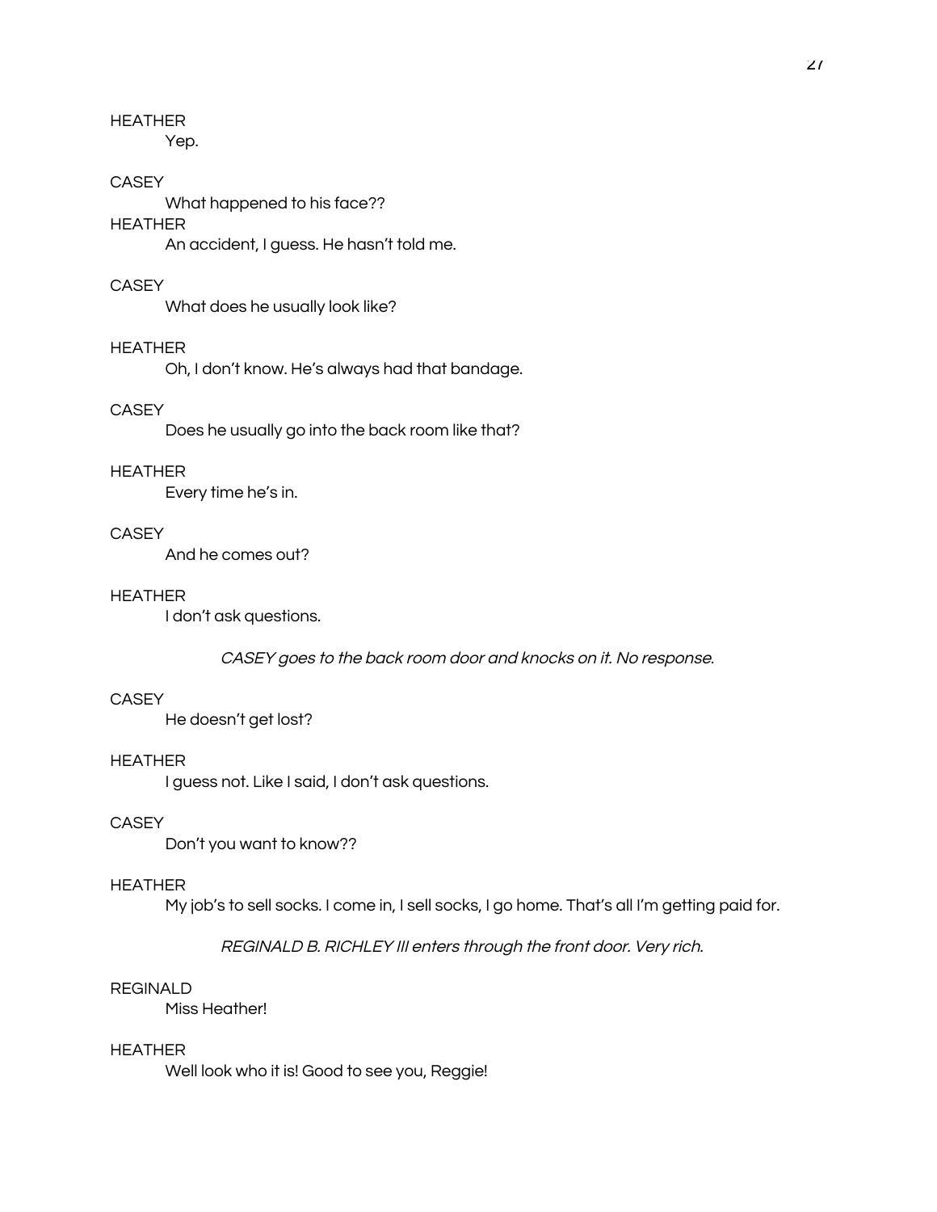HEATHER

Yep.

CASEY

What happened to his face??

HEATHER

An accident, I guess. He hasn't told me.

CASEY

What does he usually look like?

HEATHER

Oh, I don't know. He's always had that bandage.

CASEY

Does he usually go into the back room like that?

HEATHER

Every time he's in.

CASEY

And he comes out?

HEATHER

I don't ask questions.

*CASEY goes to the back room door and knocks on it. No response.*

CASEY

He doesn't get lost?

HEATHER

I guess not. Like I said, I don't ask questions.

CASEY

Don't you want to know??

HEATHER

My job's to sell socks. I come in, I sell socks, I go home. That's all I'm getting paid for.

*REGINALD B. RICHLEY III enters through the front door. Very rich.*

REGINALD

Miss Heather!

HEATHER

Well look who it is! Good to see you, Reggie!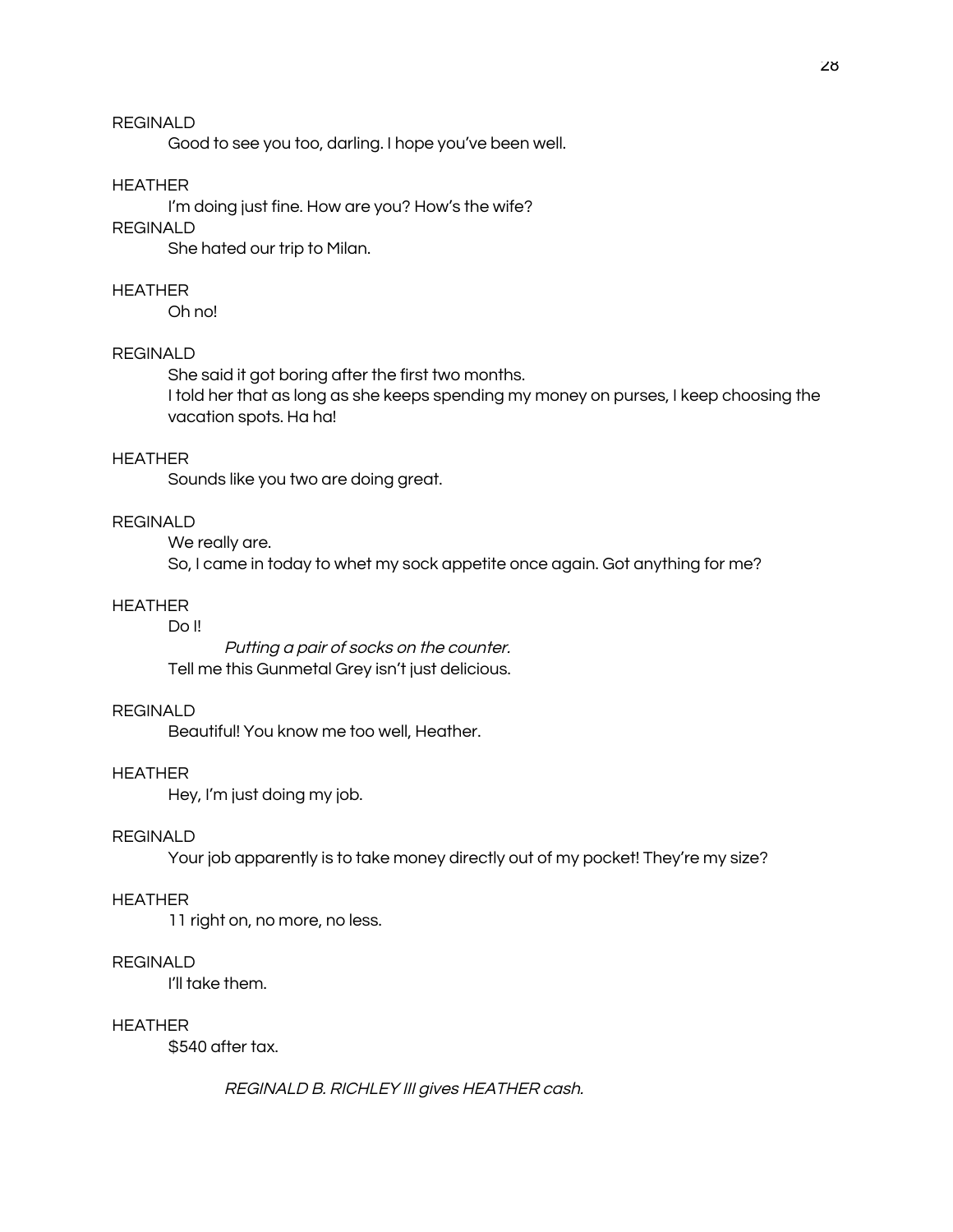REGINALD

Good to see you too, darling. I hope you've been well.

HEATHER

I'm doing just fine. How are you? How's the wife?

REGINALD

She hated our trip to Milan.

HEATHER

Oh no!

REGINALD

She said it got boring after the first two months.
I told her that as long as she keeps spending my money on purses, I keep choosing the vacation spots. Ha ha!

HEATHER

Sounds like you two are doing great.

REGINALD

We really are.
So, I came in today to whet my sock appetite once again. Got anything for me?

HEATHER

Do I!

*Putting a pair of socks on the counter.*

Tell me this Gunmetal Grey isn't just delicious.

REGINALD

Beautiful! You know me too well, Heather.

HEATHER

Hey, I'm just doing my job.

REGINALD

Your job apparently is to take money directly out of my pocket! They're my size?

HEATHER

11 right on, no more, no less.

REGINALD

I'll take them.

HEATHER

$540 after tax.

*REGINALD B. RICHLEY III gives HEATHER cash.*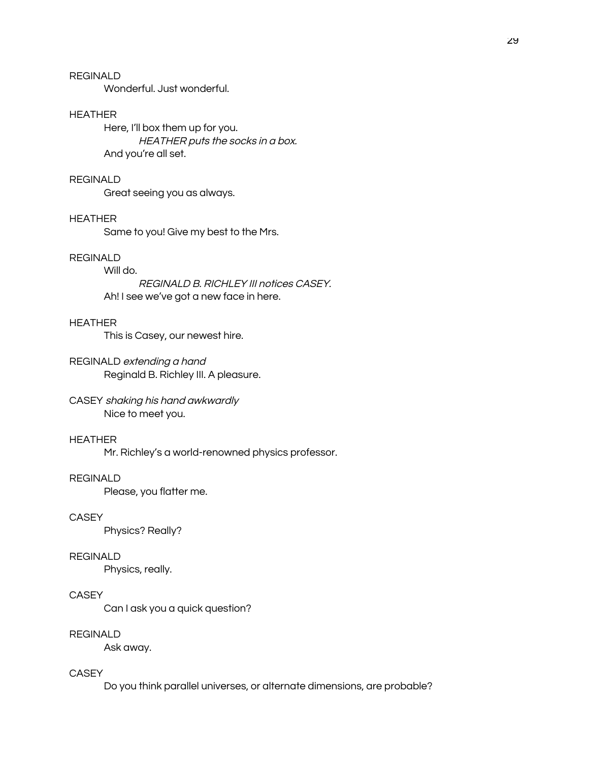REGINALD

Wonderful. Just wonderful.

HEATHER

Here, I'll box them up for you.

*HEATHER puts the socks in a box.*

And you're all set.

REGINALD

Great seeing you as always.

HEATHER

Same to you! Give my best to the Mrs.

REGINALD

Will do.

*REGINALD B. RICHLEY III notices CASEY.*

Ah! I see we've got a new face in here.

HEATHER

This is Casey, our newest hire.

REGINALD *extending a hand*

Reginald B. Richley III. A pleasure.

CASEY *shaking his hand awkwardly*

Nice to meet you.

HEATHER

Mr. Richley's a world-renowned physics professor.

REGINALD

Please, you flatter me.

CASEY

Physics? Really?

REGINALD

Physics, really.

CASEY

Can I ask you a quick question?

REGINALD

Ask away.

CASEY

Do you think parallel universes, or alternate dimensions, are probable?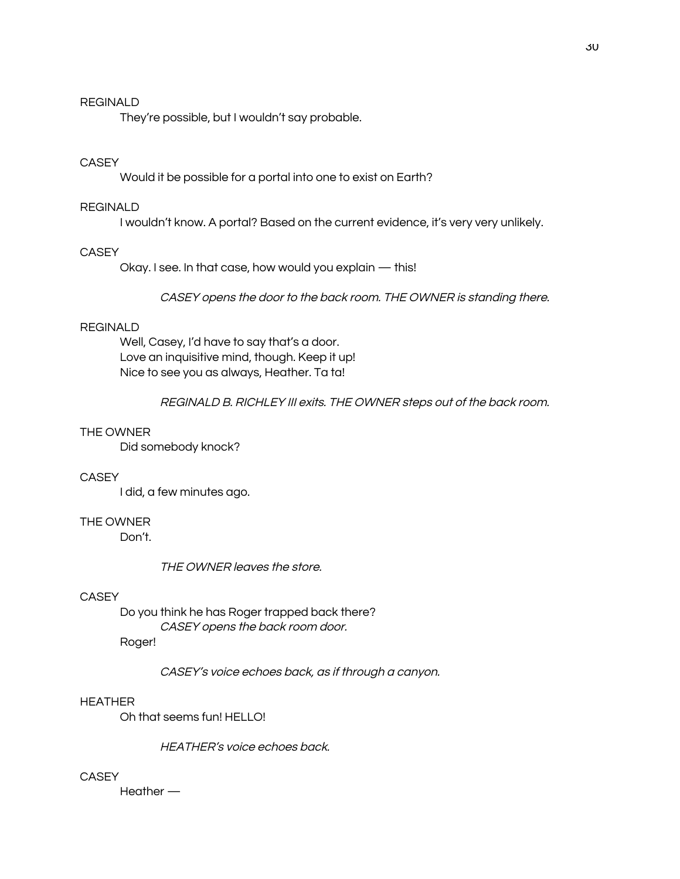REGINALD

They're possible, but I wouldn't say probable.

CASEY

Would it be possible for a portal into one to exist on Earth?

REGINALD

I wouldn't know. A portal? Based on the current evidence, it's very very unlikely.

CASEY

Okay. I see. In that case, how would you explain — this!

*CASEY opens the door to the back room. THE OWNER is standing there.*

REGINALD

Well, Casey, I'd have to say that's a door.
Love an inquisitive mind, though. Keep it up!
Nice to see you as always, Heather. Ta ta!

*REGINALD B. RICHLEY III exits. THE OWNER steps out of the back room.*

THE OWNER

Did somebody knock?

CASEY

I did, a few minutes ago.

THE OWNER

Don't.

*THE OWNER leaves the store.*

CASEY

Do you think he has Roger trapped back there?
*CASEY opens the back room door.*
Roger!

*CASEY's voice echoes back, as if through a canyon.*

HEATHER

Oh that seems fun! HELLO!

*HEATHER's voice echoes back.*

CASEY

Heather —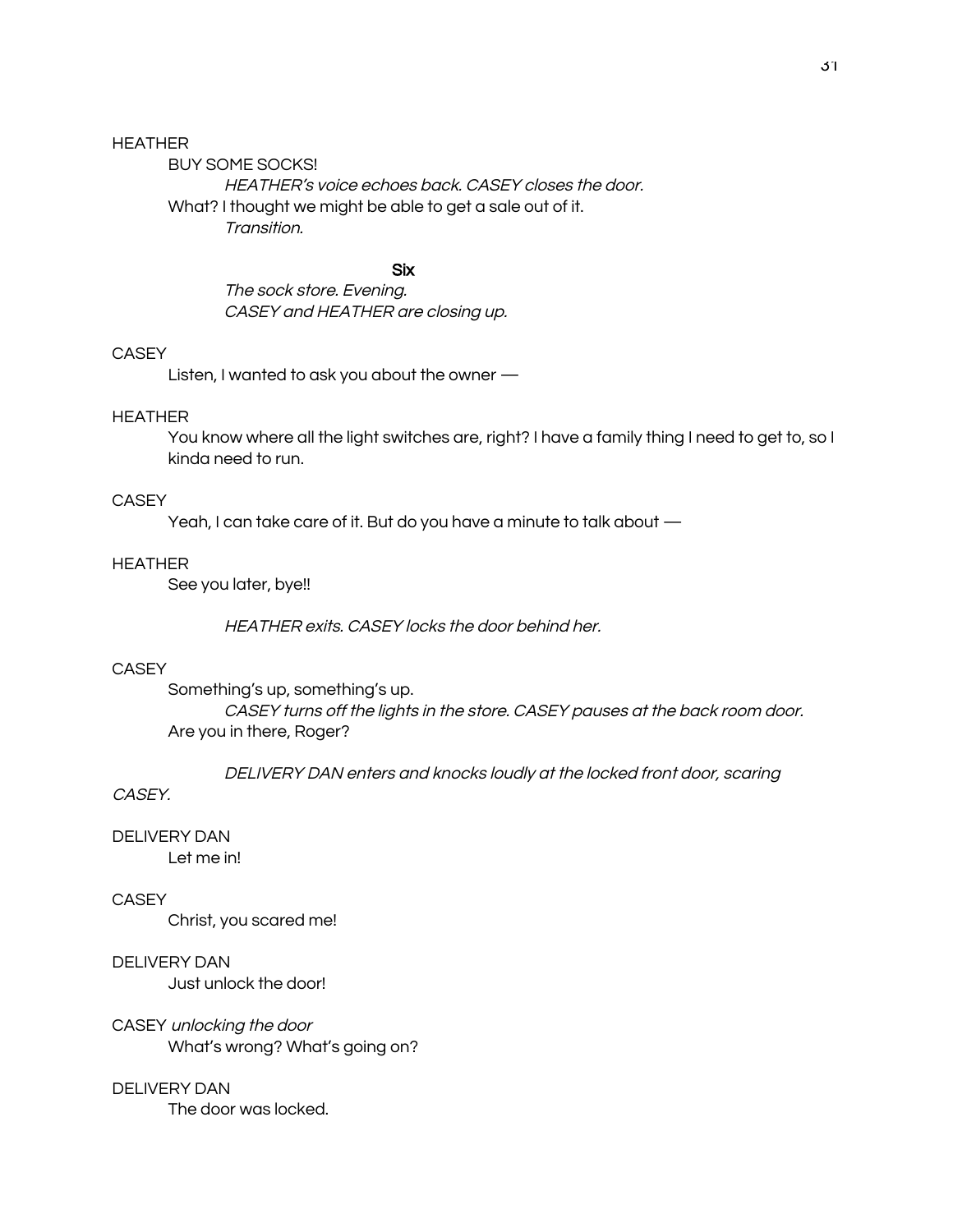HEATHER

BUY SOME SOCKS!

*HEATHER's voice echoes back. CASEY closes the door.*

What? I thought we might be able to get a sale out of it.

*Transition.*

**Six**

*The sock store. Evening.*
*CASEY and HEATHER are closing up.*

CASEY

Listen, I wanted to ask you about the owner —

HEATHER

You know where all the light switches are, right? I have a family thing I need to get to, so I kinda need to run.

CASEY

Yeah, I can take care of it. But do you have a minute to talk about —

HEATHER

See you later, bye!!

*HEATHER exits. CASEY locks the door behind her.*

CASEY

Something's up, something's up.

*CASEY turns off the lights in the store. CASEY pauses at the back room door.*

Are you in there, Roger?

*DELIVERY DAN enters and knocks loudly at the locked front door, scaring CASEY.*

DELIVERY DAN

Let me in!

CASEY

Christ, you scared me!

DELIVERY DAN

Just unlock the door!

CASEY *unlocking the door*

What's wrong? What's going on?

DELIVERY DAN

The door was locked.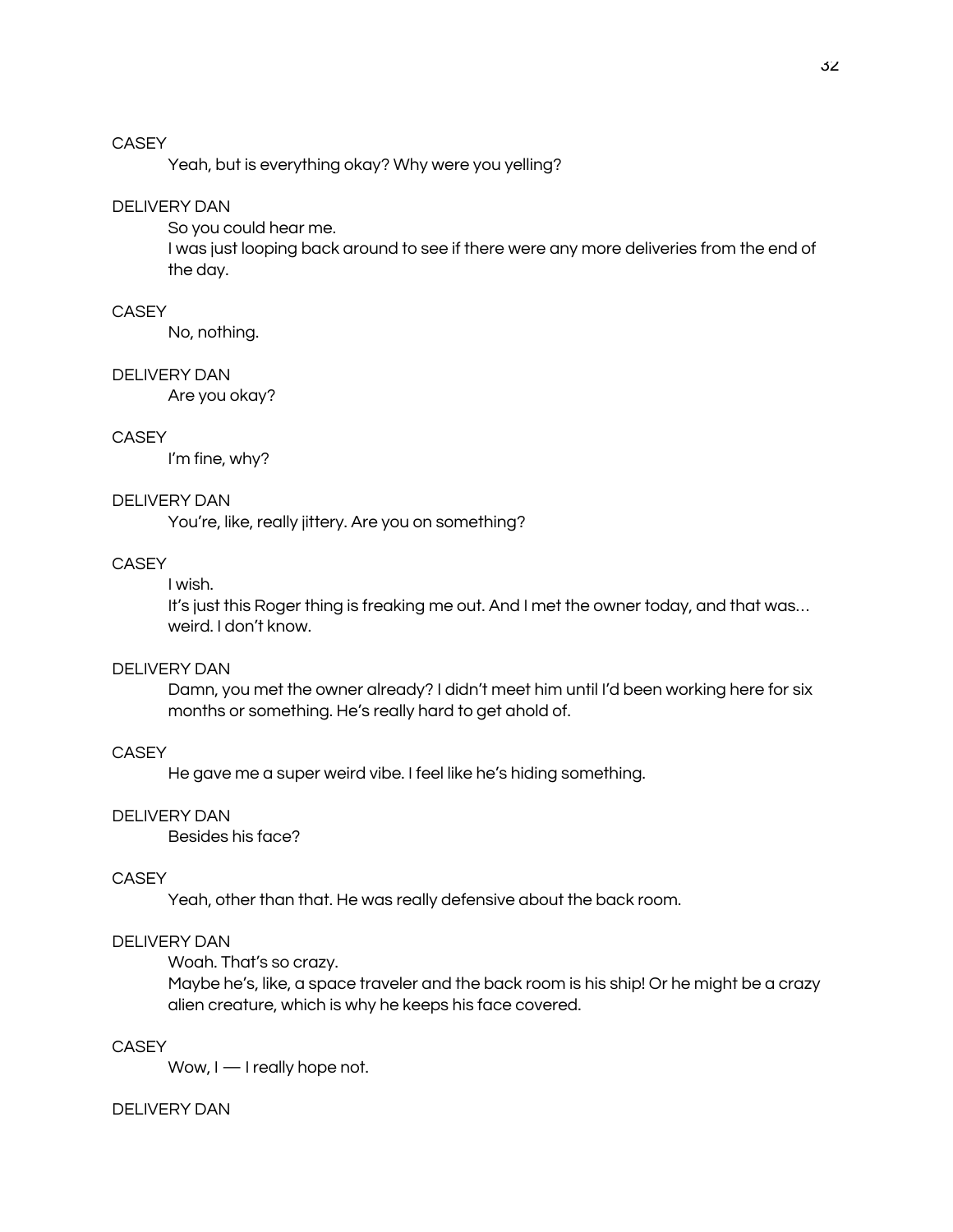CASEY

Yeah, but is everything okay? Why were you yelling?

DELIVERY DAN

So you could hear me.
I was just looping back around to see if there were any more deliveries from the end of the day.

CASEY

No, nothing.

DELIVERY DAN

Are you okay?

CASEY

I'm fine, why?

DELIVERY DAN

You're, like, really jittery. Are you on something?

CASEY

I wish.
It's just this Roger thing is freaking me out. And I met the owner today, and that was… weird. I don't know.

DELIVERY DAN

Damn, you met the owner already? I didn't meet him until I'd been working here for six months or something. He's really hard to get ahold of.

CASEY

He gave me a super weird vibe. I feel like he's hiding something.

DELIVERY DAN

Besides his face?

CASEY

Yeah, other than that. He was really defensive about the back room.

DELIVERY DAN

Woah. That's so crazy.
Maybe he's, like, a space traveler and the back room is his ship! Or he might be a crazy alien creature, which is why he keeps his face covered.

CASEY

Wow, I — I really hope not.

DELIVERY DAN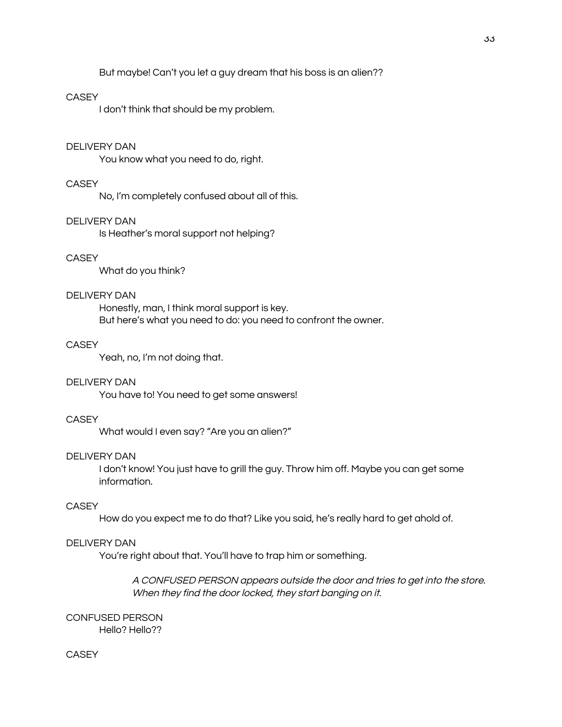But maybe! Can't you let a guy dream that his boss is an alien??

CASEY

I don't think that should be my problem.

DELIVERY DAN

You know what you need to do, right.

CASEY

No, I'm completely confused about all of this.

DELIVERY DAN

Is Heather's moral support not helping?

CASEY

What do you think?

DELIVERY DAN

Honestly, man, I think moral support is key.
But here's what you need to do: you need to confront the owner.

CASEY

Yeah, no, I'm not doing that.

DELIVERY DAN

You have to! You need to get some answers!

CASEY

What would I even say? "Are you an alien?"

DELIVERY DAN

I don't know! You just have to grill the guy. Throw him off. Maybe you can get some information.

CASEY

How do you expect me to do that? Like you said, he's really hard to get ahold of.

DELIVERY DAN

You're right about that. You'll have to trap him or something.

*A CONFUSED PERSON appears outside the door and tries to get into the store. When they find the door locked, they start banging on it.*

CONFUSED PERSON

Hello? Hello??

CASEY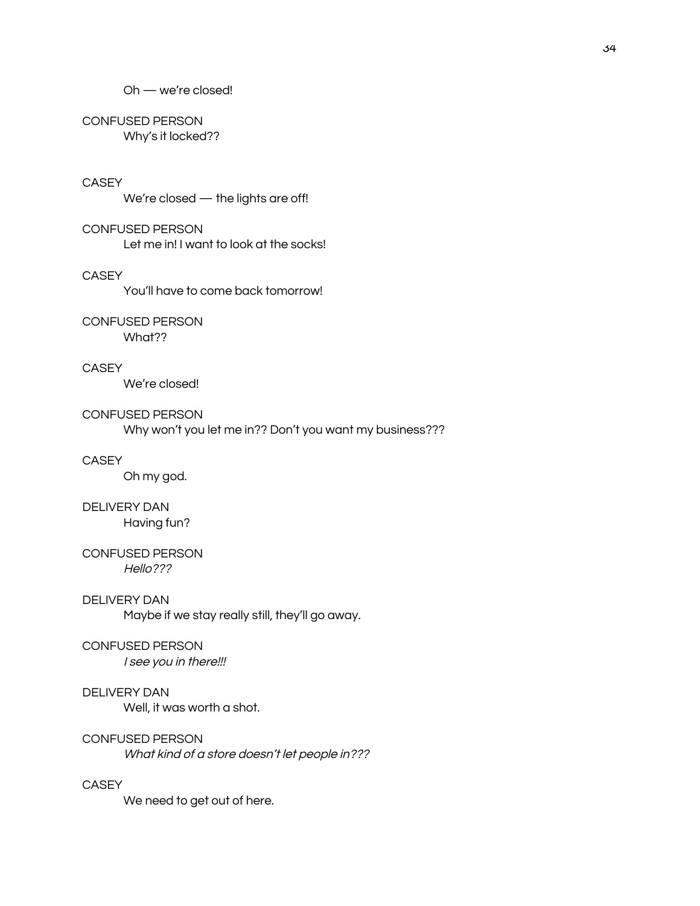Oh — we're closed!

CONFUSED PERSON
Why's it locked??

CASEY
We're closed — the lights are off!

CONFUSED PERSON
Let me in! I want to look at the socks!

CASEY
You'll have to come back tomorrow!

CONFUSED PERSON
What??

CASEY
We're closed!

CONFUSED PERSON
Why won't you let me in?? Don't you want my business???

CASEY
Oh my god.

DELIVERY DAN
Having fun?

CONFUSED PERSON
*Hello???*

DELIVERY DAN
Maybe if we stay really still, they'll go away.

CONFUSED PERSON
*I see you in there!!!*

DELIVERY DAN
Well, it was worth a shot.

CONFUSED PERSON
*What kind of a store doesn't let people in???*

CASEY
We need to get out of here.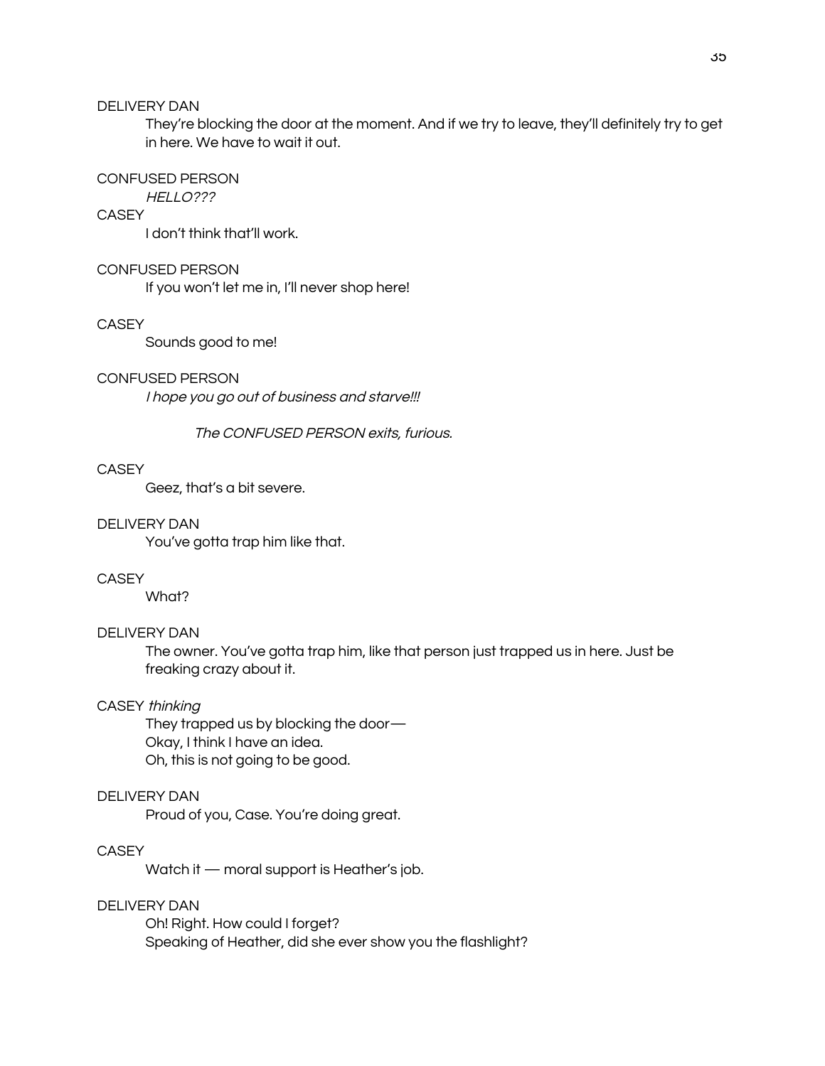DELIVERY DAN

They're blocking the door at the moment. And if we try to leave, they'll definitely try to get in here. We have to wait it out.

CONFUSED PERSON

*HELLO???*

CASEY

I don't think that'll work.

CONFUSED PERSON

If you won't let me in, I'll never shop here!

CASEY

Sounds good to me!

CONFUSED PERSON

*I hope you go out of business and starve!!!*

*The CONFUSED PERSON exits, furious.*

CASEY

Geez, that's a bit severe.

DELIVERY DAN

You've gotta trap him like that.

CASEY

What?

DELIVERY DAN

The owner. You've gotta trap him, like that person just trapped us in here. Just be freaking crazy about it.

CASEY *thinking*

They trapped us by blocking the door—
Okay, I think I have an idea.
Oh, this is not going to be good.

DELIVERY DAN

Proud of you, Case. You're doing great.

CASEY

Watch it — moral support is Heather's job.

DELIVERY DAN

Oh! Right. How could I forget?
Speaking of Heather, did she ever show you the flashlight?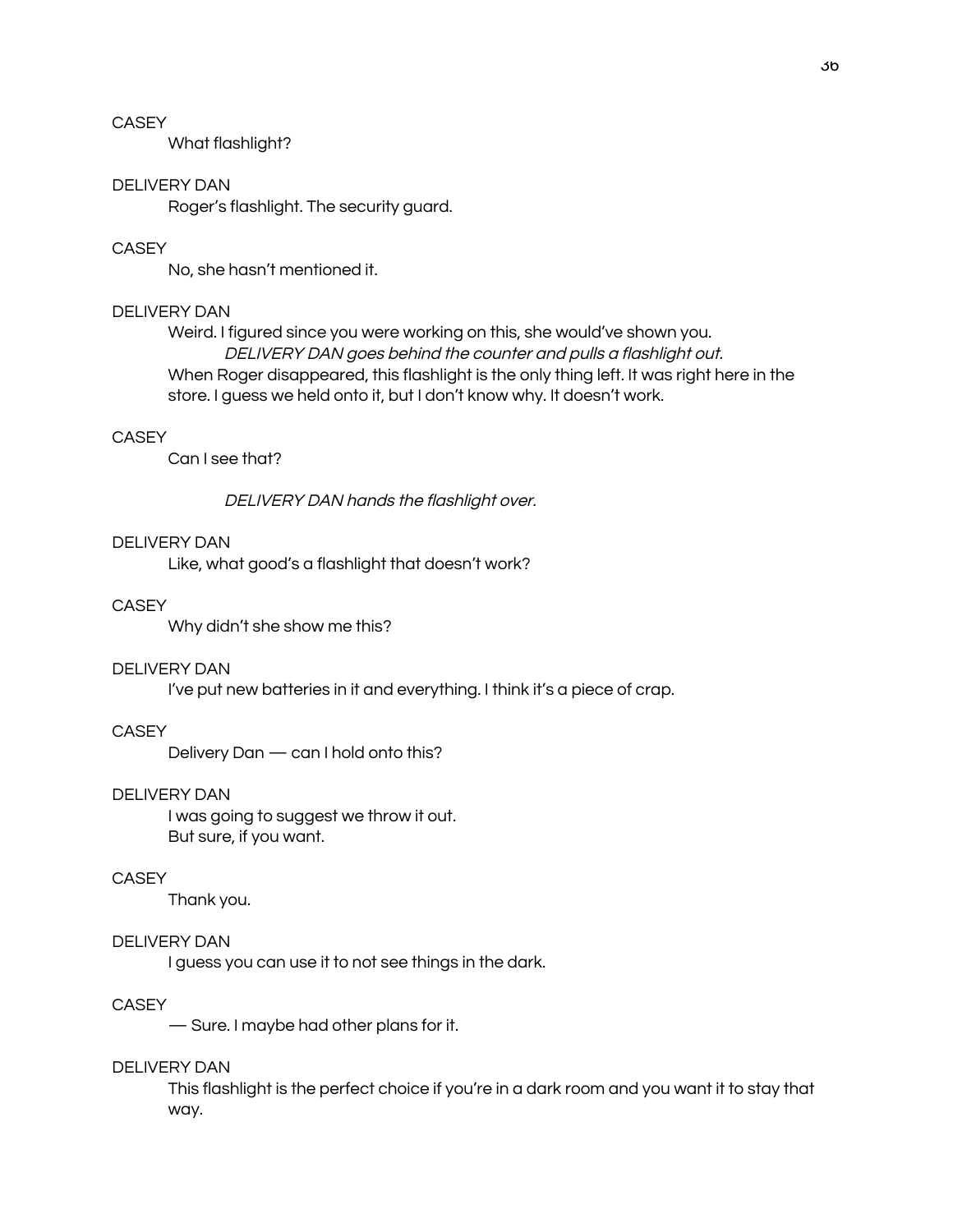CASEY

What flashlight?

DELIVERY DAN

Roger's flashlight. The security guard.

CASEY

No, she hasn't mentioned it.

DELIVERY DAN

Weird. I figured since you were working on this, she would've shown you.

*DELIVERY DAN goes behind the counter and pulls a flashlight out.*

When Roger disappeared, this flashlight is the only thing left. It was right here in the store. I guess we held onto it, but I don't know why. It doesn't work.

CASEY

Can I see that?

*DELIVERY DAN hands the flashlight over.*

DELIVERY DAN

Like, what good's a flashlight that doesn't work?

CASEY

Why didn't she show me this?

DELIVERY DAN

I've put new batteries in it and everything. I think it's a piece of crap.

CASEY

Delivery Dan — can I hold onto this?

DELIVERY DAN

I was going to suggest we throw it out.
But sure, if you want.

CASEY

Thank you.

DELIVERY DAN

I guess you can use it to not see things in the dark.

CASEY

— Sure. I maybe had other plans for it.

DELIVERY DAN

This flashlight is the perfect choice if you're in a dark room and you want it to stay that way.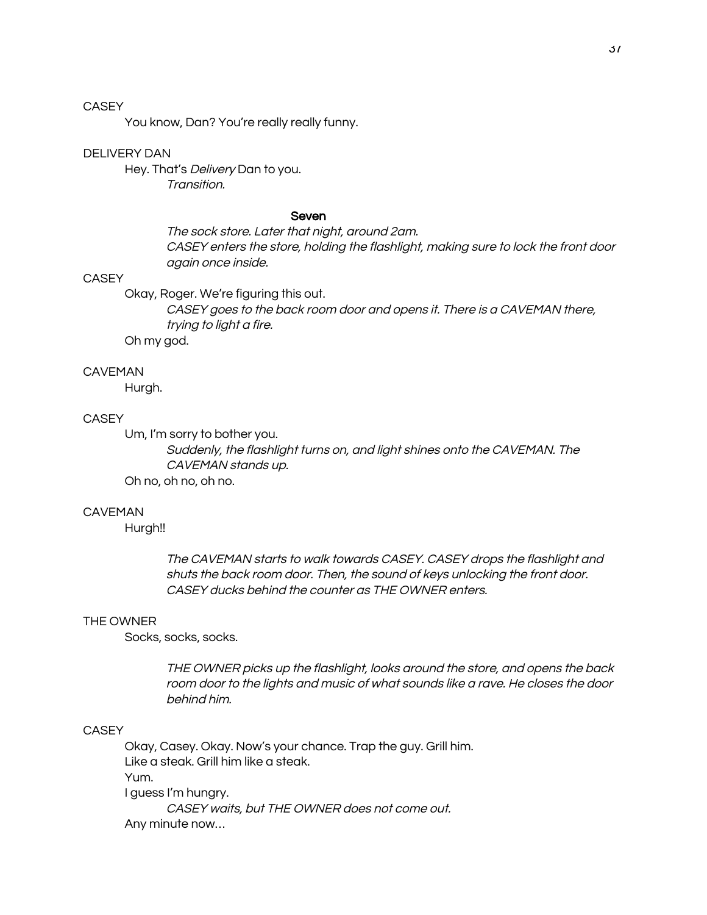CASEY

You know, Dan? You're really really funny.

DELIVERY DAN

Hey. That's *Delivery* Dan to you.

*Transition.*

## Seven

*The sock store. Later that night, around 2am.*

*CASEY enters the store, holding the flashlight, making sure to lock the front door again once inside.*

CASEY

Okay, Roger. We're figuring this out.

*CASEY goes to the back room door and opens it. There is a CAVEMAN there, trying to light a fire.*

Oh my god.

CAVEMAN

Hurgh.

CASEY

Um, I'm sorry to bother you.

*Suddenly, the flashlight turns on, and light shines onto the CAVEMAN. The CAVEMAN stands up.*

Oh no, oh no, oh no.

CAVEMAN

Hurgh!!

*The CAVEMAN starts to walk towards CASEY. CASEY drops the flashlight and shuts the back room door. Then, the sound of keys unlocking the front door. CASEY ducks behind the counter as THE OWNER enters.*

THE OWNER

Socks, socks, socks.

*THE OWNER picks up the flashlight, looks around the store, and opens the back room door to the lights and music of what sounds like a rave. He closes the door behind him.*

CASEY

Okay, Casey. Okay. Now's your chance. Trap the guy. Grill him.

Like a steak. Grill him like a steak.

Yum.

I guess I'm hungry.

*CASEY waits, but THE OWNER does not come out.*

Any minute now…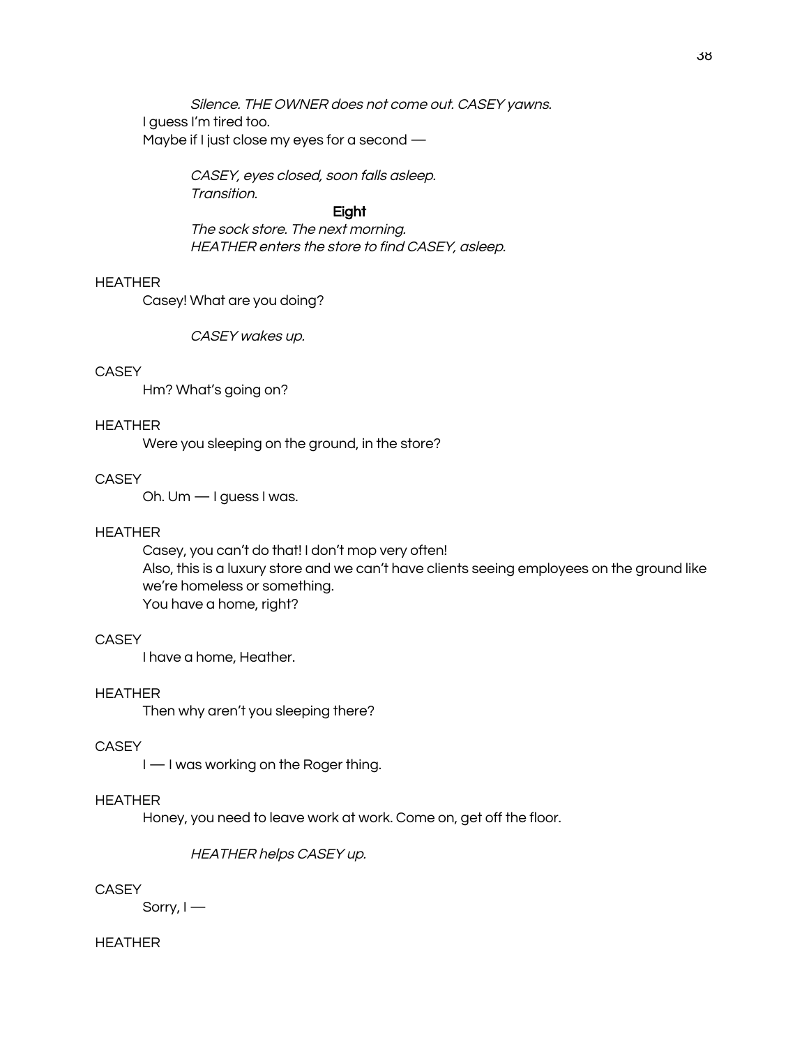*Silence. THE OWNER does not come out. CASEY yawns.*

I guess I'm tired too.

Maybe if I just close my eyes for a second —

*CASEY, eyes closed, soon falls asleep.*
*Transition.*

**Eight**

*The sock store. The next morning.*
*HEATHER enters the store to find CASEY, asleep.*

HEATHER

Casey! What are you doing?

*CASEY wakes up.*

CASEY

Hm? What's going on?

HEATHER

Were you sleeping on the ground, in the store?

CASEY

Oh. Um — I guess I was.

HEATHER

Casey, you can't do that! I don't mop very often!
Also, this is a luxury store and we can't have clients seeing employees on the ground like we're homeless or something.
You have a home, right?

CASEY

I have a home, Heather.

HEATHER

Then why aren't you sleeping there?

CASEY

I — I was working on the Roger thing.

HEATHER

Honey, you need to leave work at work. Come on, get off the floor.

*HEATHER helps CASEY up.*

CASEY

Sorry, I —

HEATHER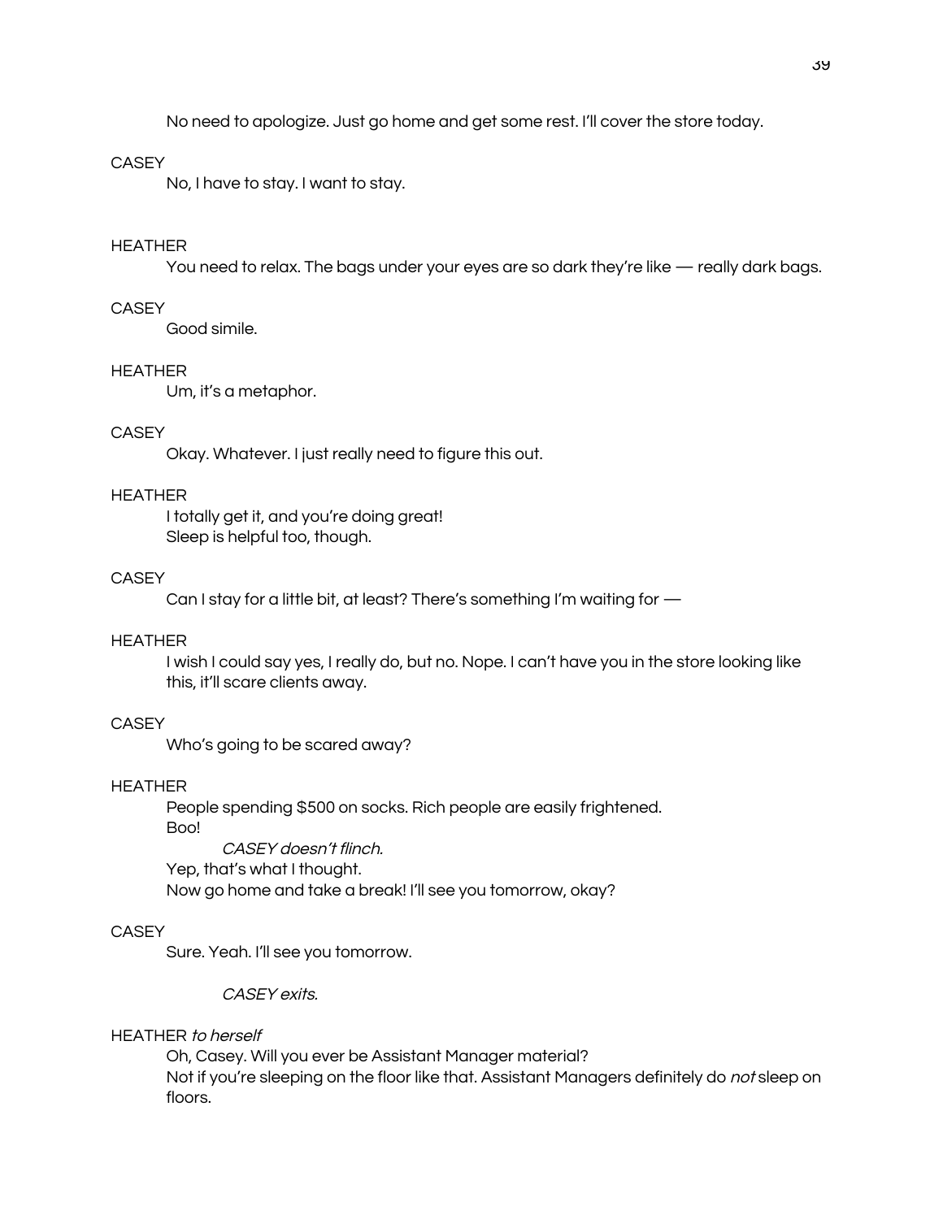No need to apologize. Just go home and get some rest. I'll cover the store today.

CASEY

No, I have to stay. I want to stay.

HEATHER

You need to relax. The bags under your eyes are so dark they're like — really dark bags.

CASEY

Good simile.

HEATHER

Um, it's a metaphor.

CASEY

Okay. Whatever. I just really need to figure this out.

HEATHER

I totally get it, and you're doing great!
Sleep is helpful too, though.

CASEY

Can I stay for a little bit, at least? There's something I'm waiting for —

HEATHER

I wish I could say yes, I really do, but no. Nope. I can't have you in the store looking like this, it'll scare clients away.

CASEY

Who's going to be scared away?

HEATHER

People spending $500 on socks. Rich people are easily frightened.
Boo!

*CASEY doesn't flinch.*

Yep, that's what I thought.
Now go home and take a break! I'll see you tomorrow, okay?

CASEY

Sure. Yeah. I'll see you tomorrow.

*CASEY exits.*

HEATHER *to herself*

Oh, Casey. Will you ever be Assistant Manager material?
Not if you're sleeping on the floor like that. Assistant Managers definitely do *not* sleep on floors.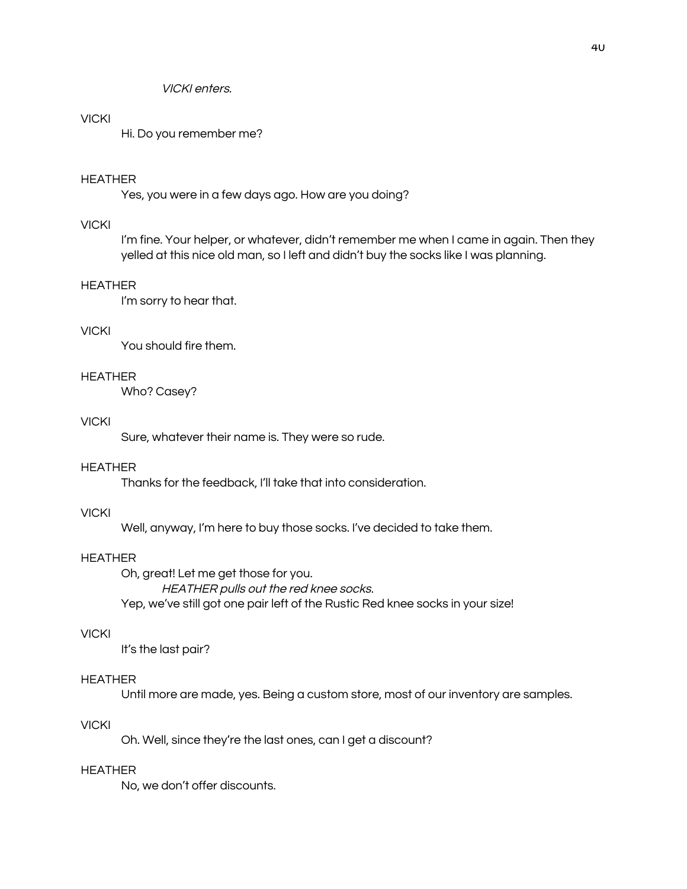*VICKI enters.*

VICKI

Hi. Do you remember me?

HEATHER

Yes, you were in a few days ago. How are you doing?

VICKI

I'm fine. Your helper, or whatever, didn't remember me when I came in again. Then they yelled at this nice old man, so I left and didn't buy the socks like I was planning.

HEATHER

I'm sorry to hear that.

VICKI

You should fire them.

HEATHER

Who? Casey?

VICKI

Sure, whatever their name is. They were so rude.

HEATHER

Thanks for the feedback, I'll take that into consideration.

VICKI

Well, anyway, I'm here to buy those socks. I've decided to take them.

HEATHER

Oh, great! Let me get those for you.

*HEATHER pulls out the red knee socks.*

Yep, we've still got one pair left of the Rustic Red knee socks in your size!

VICKI

It's the last pair?

HEATHER

Until more are made, yes. Being a custom store, most of our inventory are samples.

VICKI

Oh. Well, since they're the last ones, can I get a discount?

HEATHER

No, we don't offer discounts.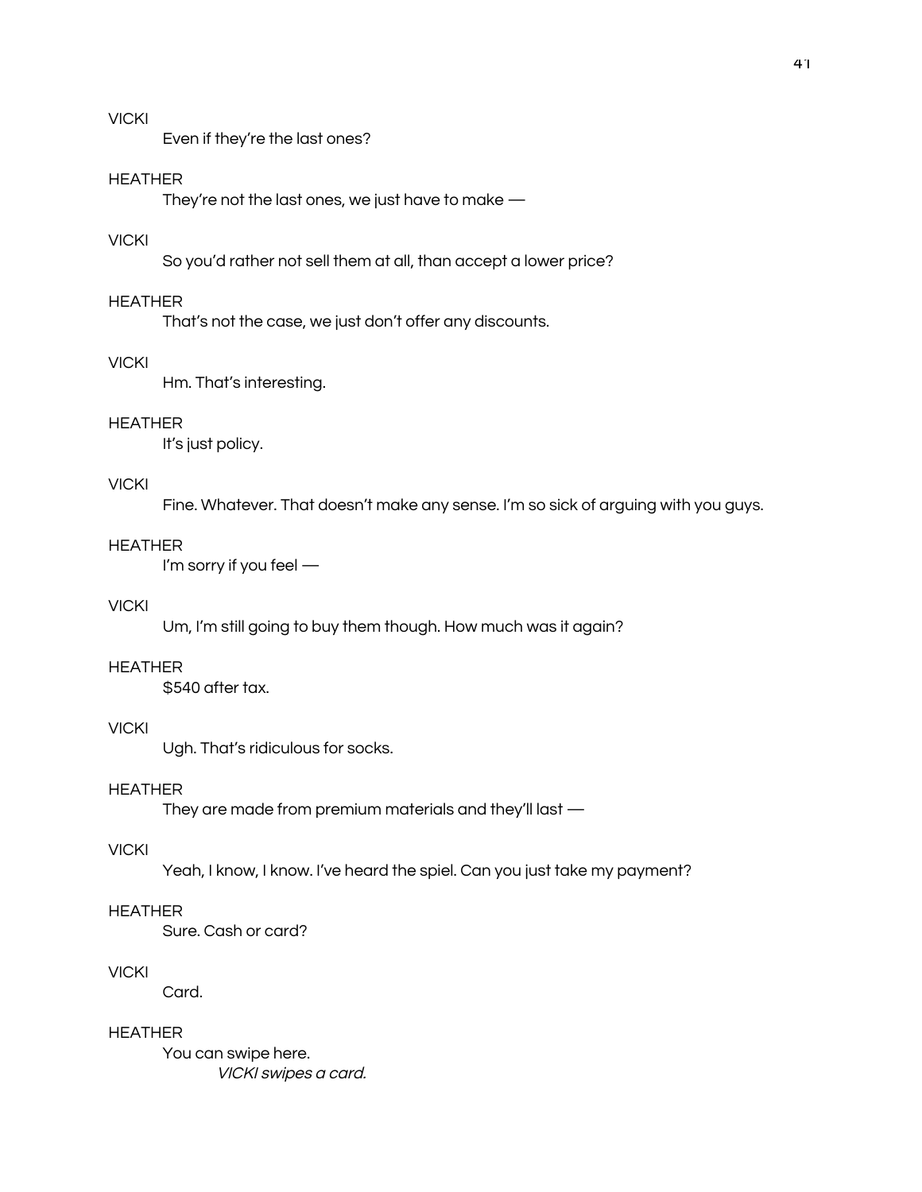VICKI

Even if they're the last ones?

HEATHER

They're not the last ones, we just have to make —

VICKI

So you'd rather not sell them at all, than accept a lower price?

HEATHER

That's not the case, we just don't offer any discounts.

VICKI

Hm. That's interesting.

HEATHER

It's just policy.

VICKI

Fine. Whatever. That doesn't make any sense. I'm so sick of arguing with you guys.

HEATHER

I'm sorry if you feel —

VICKI

Um, I'm still going to buy them though. How much was it again?

HEATHER

$540 after tax.

VICKI

Ugh. That's ridiculous for socks.

HEATHER

They are made from premium materials and they'll last —

VICKI

Yeah, I know, I know. I've heard the spiel. Can you just take my payment?

HEATHER

Sure. Cash or card?

VICKI

Card.

HEATHER

You can swipe here.

*VICKI swipes a card.*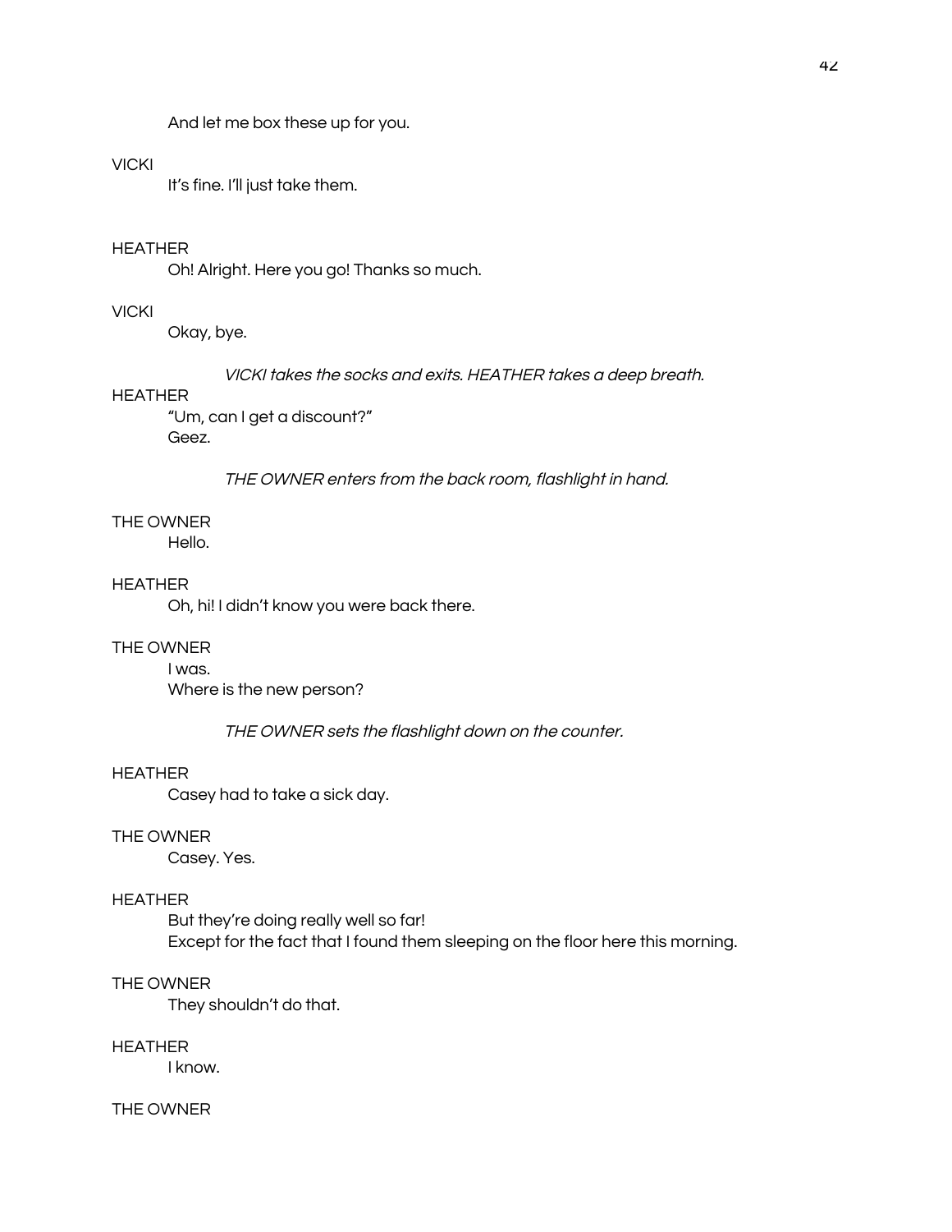And let me box these up for you.

VICKI

It's fine. I'll just take them.

HEATHER

Oh! Alright. Here you go! Thanks so much.

VICKI

Okay, bye.

*VICKI takes the socks and exits. HEATHER takes a deep breath.*

HEATHER

"Um, can I get a discount?"
Geez.

*THE OWNER enters from the back room, flashlight in hand.*

THE OWNER

Hello.

HEATHER

Oh, hi! I didn't know you were back there.

THE OWNER

I was.
Where is the new person?

*THE OWNER sets the flashlight down on the counter.*

HEATHER

Casey had to take a sick day.

THE OWNER

Casey. Yes.

HEATHER

But they're doing really well so far!
Except for the fact that I found them sleeping on the floor here this morning.

THE OWNER

They shouldn't do that.

HEATHER

I know.

THE OWNER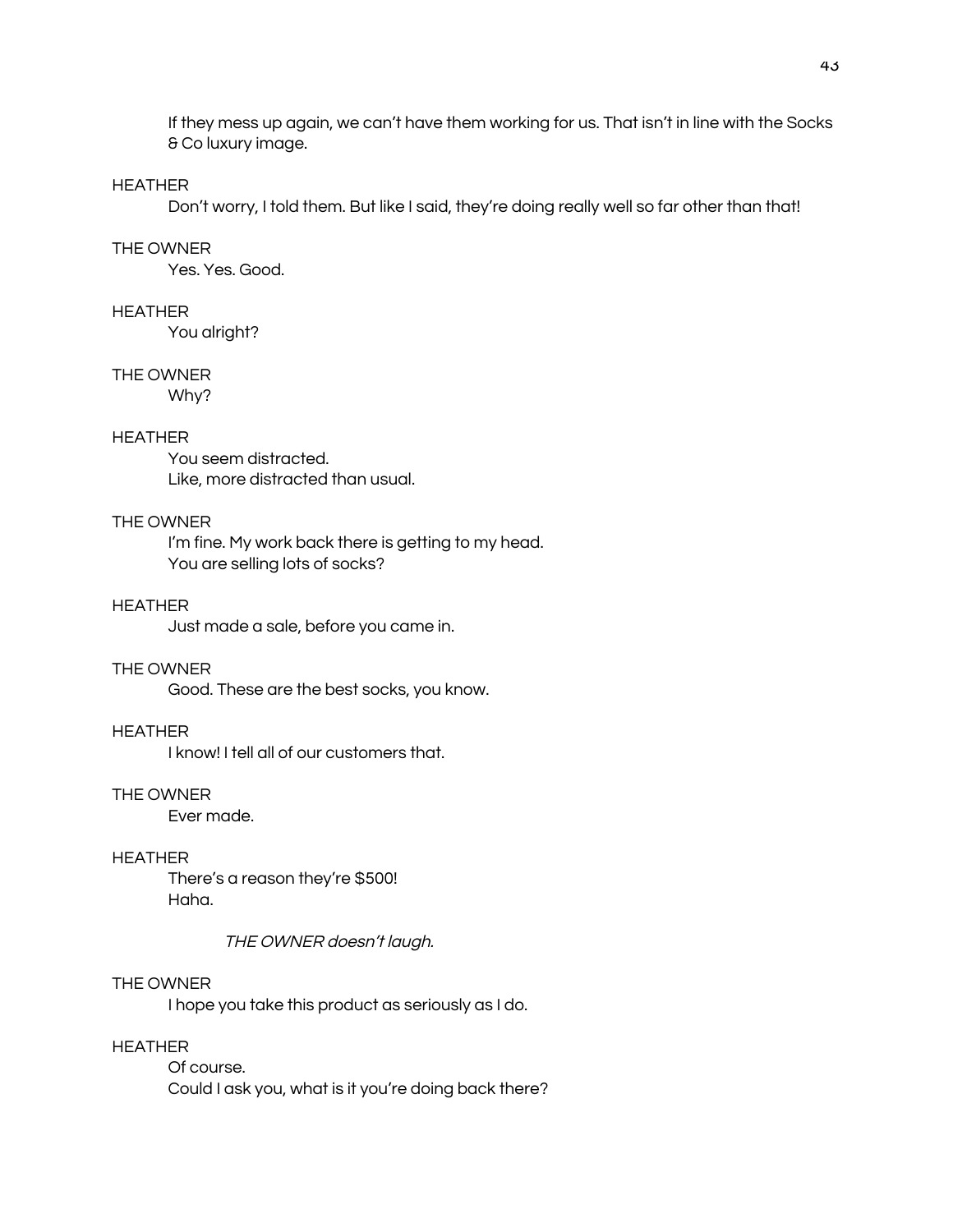If they mess up again, we can't have them working for us. That isn't in line with the Socks & Co luxury image.

HEATHER

Don't worry, I told them. But like I said, they're doing really well so far other than that!

THE OWNER

Yes. Yes. Good.

HEATHER

You alright?

THE OWNER

Why?

HEATHER

You seem distracted.
Like, more distracted than usual.

THE OWNER

I'm fine. My work back there is getting to my head.
You are selling lots of socks?

HEATHER

Just made a sale, before you came in.

THE OWNER

Good. These are the best socks, you know.

HEATHER

I know! I tell all of our customers that.

THE OWNER

Ever made.

HEATHER

There's a reason they're $500!
Haha.

*THE OWNER doesn't laugh.*

THE OWNER

I hope you take this product as seriously as I do.

HEATHER

Of course.
Could I ask you, what is it you're doing back there?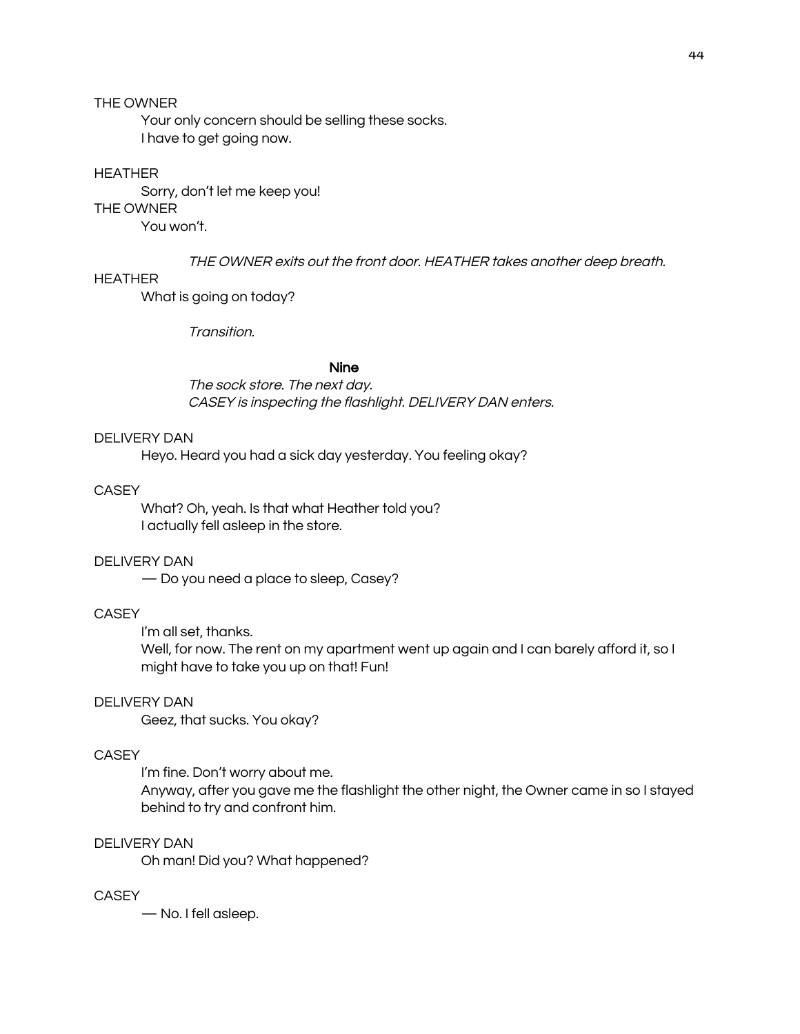THE OWNER

Your only concern should be selling these socks.
I have to get going now.

HEATHER

Sorry, don't let me keep you!

THE OWNER

You won't.

*THE OWNER exits out the front door. HEATHER takes another deep breath.*

HEATHER

What is going on today?

*Transition.*

## Nine

*The sock store. The next day.*
*CASEY is inspecting the flashlight. DELIVERY DAN enters.*

DELIVERY DAN

Heyo. Heard you had a sick day yesterday. You feeling okay?

CASEY

What? Oh, yeah. Is that what Heather told you?
I actually fell asleep in the store.

DELIVERY DAN

— Do you need a place to sleep, Casey?

CASEY

I'm all set, thanks.
Well, for now. The rent on my apartment went up again and I can barely afford it, so I might have to take you up on that! Fun!

DELIVERY DAN

Geez, that sucks. You okay?

CASEY

I'm fine. Don't worry about me.
Anyway, after you gave me the flashlight the other night, the Owner came in so I stayed behind to try and confront him.

DELIVERY DAN

Oh man! Did you? What happened?

CASEY

— No. I fell asleep.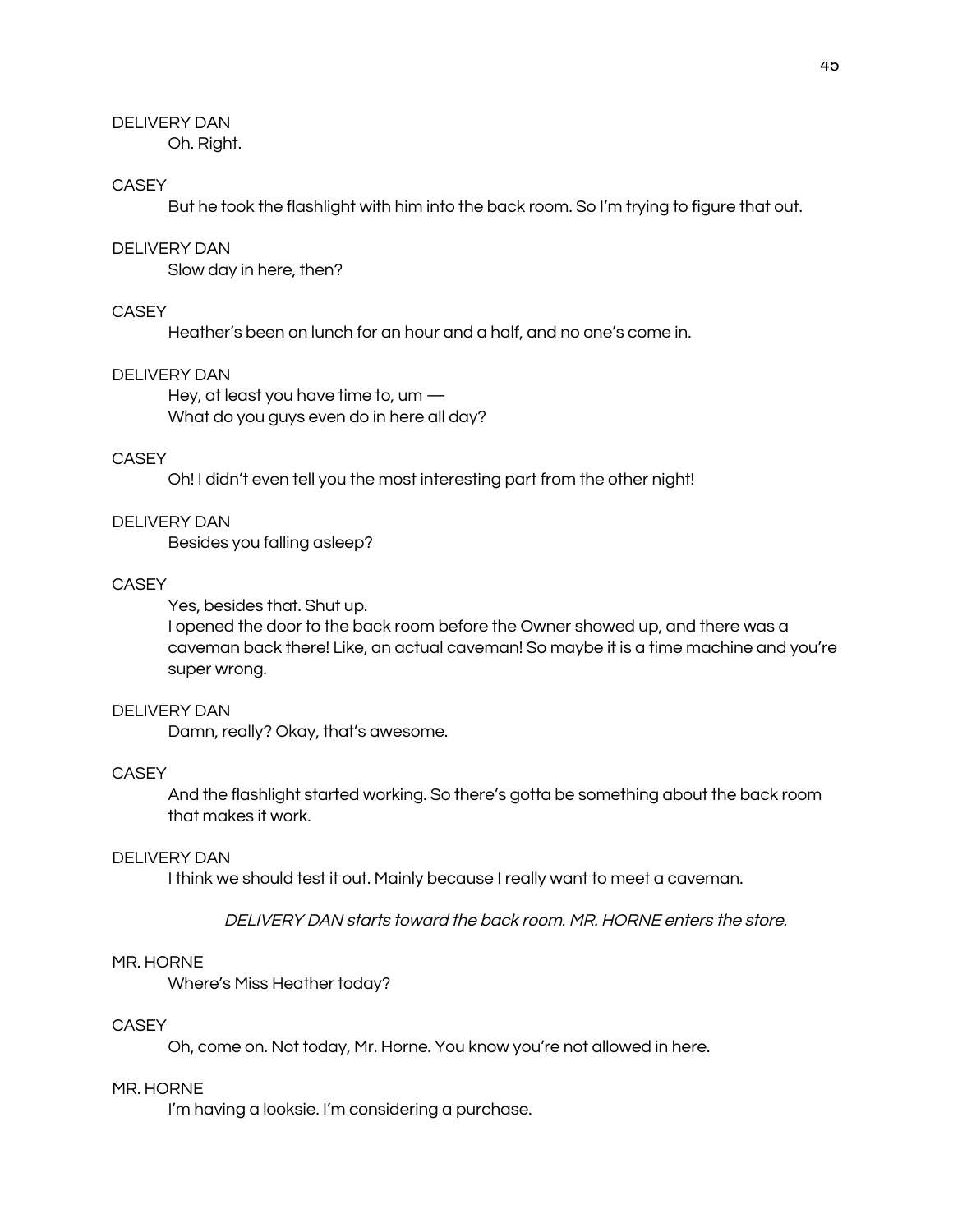DELIVERY DAN

Oh. Right.

CASEY

But he took the flashlight with him into the back room. So I'm trying to figure that out.

DELIVERY DAN

Slow day in here, then?

CASEY

Heather's been on lunch for an hour and a half, and no one's come in.

DELIVERY DAN

Hey, at least you have time to, um —
What do you guys even do in here all day?

CASEY

Oh! I didn't even tell you the most interesting part from the other night!

DELIVERY DAN

Besides you falling asleep?

CASEY

Yes, besides that. Shut up.
I opened the door to the back room before the Owner showed up, and there was a caveman back there! Like, an actual caveman! So maybe it is a time machine and you're super wrong.

DELIVERY DAN

Damn, really? Okay, that's awesome.

CASEY

And the flashlight started working. So there's gotta be something about the back room that makes it work.

DELIVERY DAN

I think we should test it out. Mainly because I really want to meet a caveman.

*DELIVERY DAN starts toward the back room. MR. HORNE enters the store.*

MR. HORNE

Where's Miss Heather today?

CASEY

Oh, come on. Not today, Mr. Horne. You know you're not allowed in here.

MR. HORNE

I'm having a looksie. I'm considering a purchase.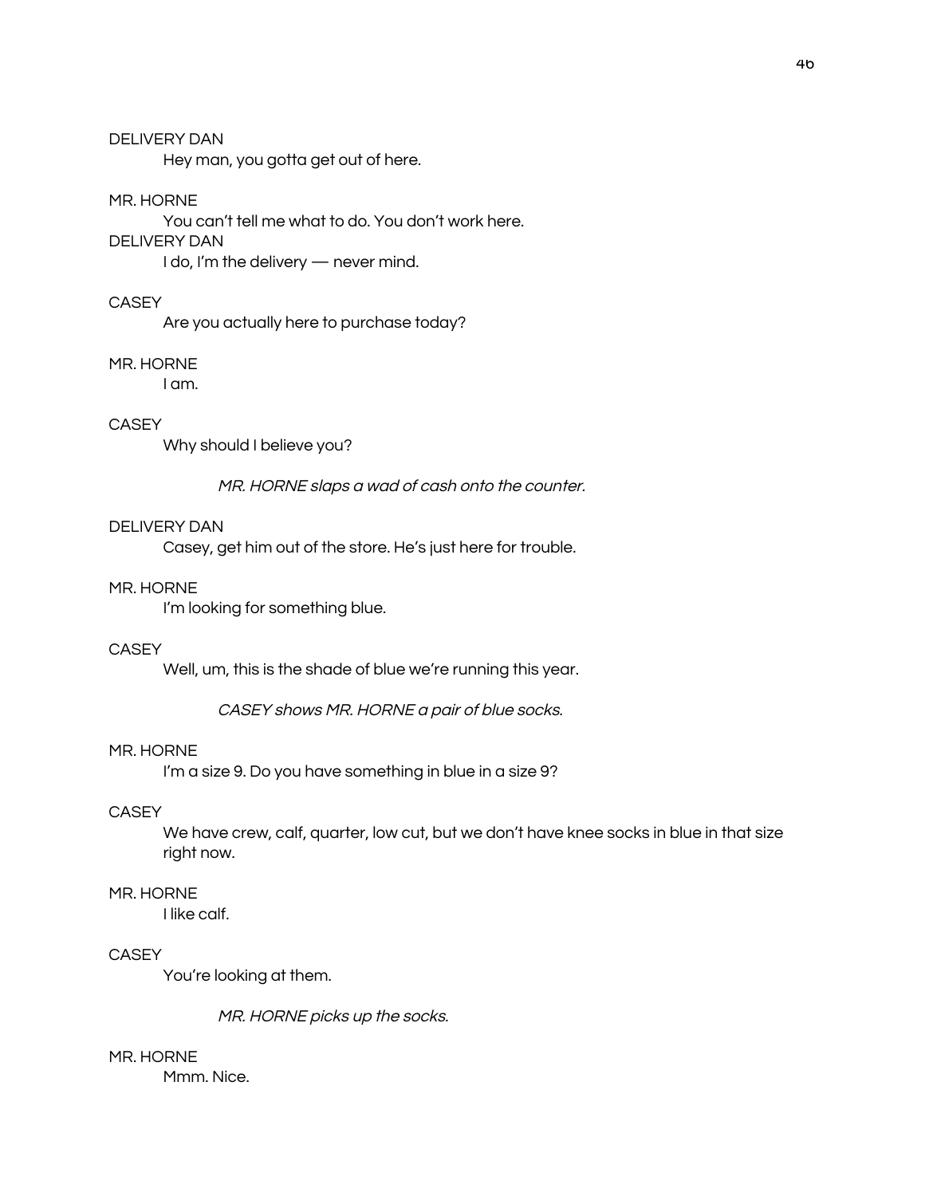DELIVERY DAN

Hey man, you gotta get out of here.

MR. HORNE

You can't tell me what to do. You don't work here.

DELIVERY DAN

I do, I'm the delivery — never mind.

CASEY

Are you actually here to purchase today?

MR. HORNE

I am.

CASEY

Why should I believe you?

*MR. HORNE slaps a wad of cash onto the counter.*

DELIVERY DAN

Casey, get him out of the store. He's just here for trouble.

MR. HORNE

I'm looking for something blue.

CASEY

Well, um, this is the shade of blue we're running this year.

*CASEY shows MR. HORNE a pair of blue socks.*

MR. HORNE

I'm a size 9. Do you have something in blue in a size 9?

CASEY

We have crew, calf, quarter, low cut, but we don't have knee socks in blue in that size right now.

MR. HORNE

I like calf.

CASEY

You're looking at them.

*MR. HORNE picks up the socks.*

MR. HORNE

Mmm. Nice.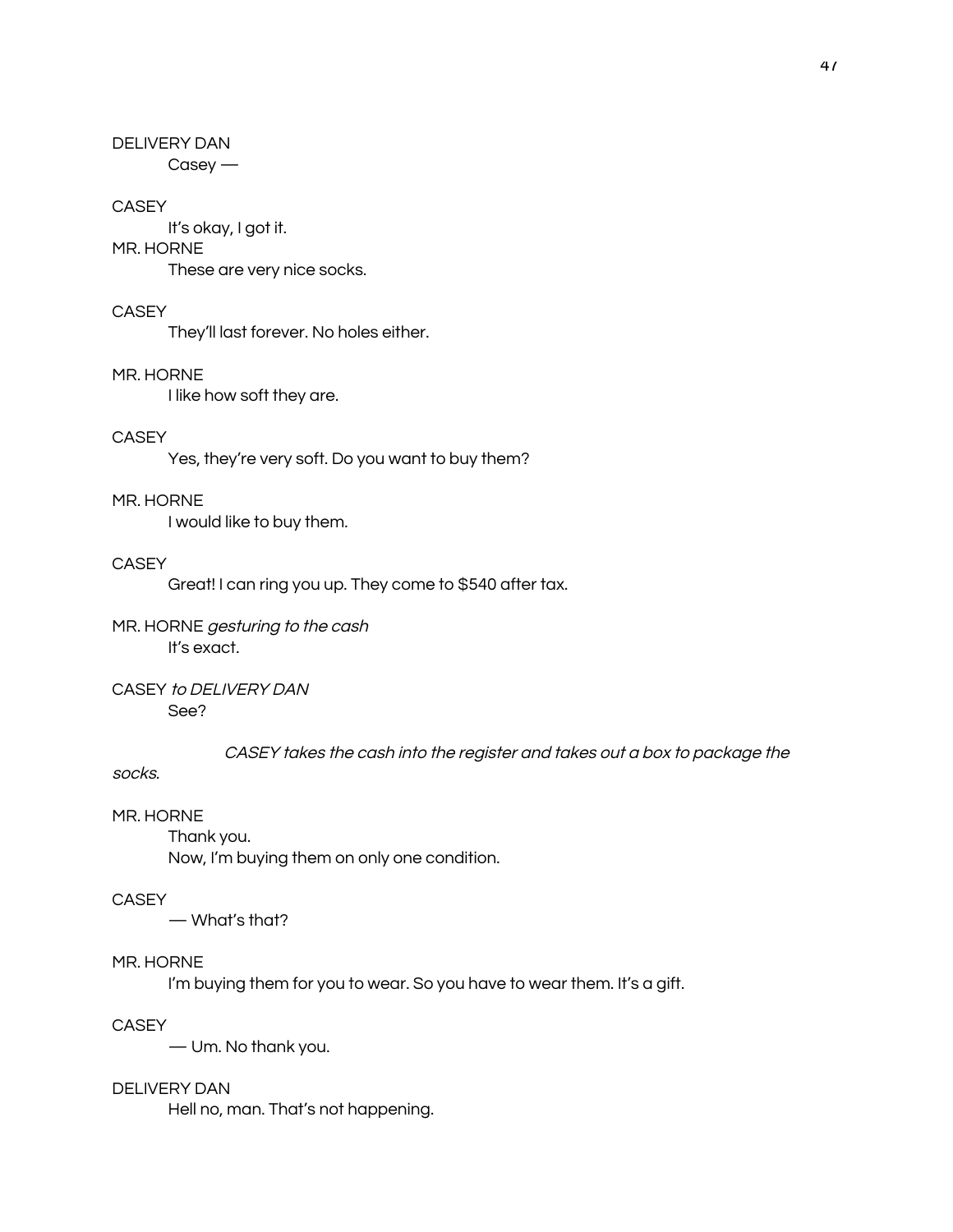DELIVERY DAN

Casey —

CASEY

It's okay, I got it.

MR. HORNE

These are very nice socks.

CASEY

They'll last forever. No holes either.

MR. HORNE

I like how soft they are.

CASEY

Yes, they're very soft. Do you want to buy them?

MR. HORNE

I would like to buy them.

CASEY

Great! I can ring you up. They come to $540 after tax.

MR. HORNE *gesturing to the cash*

It's exact.

CASEY *to DELIVERY DAN*

See?

*CASEY takes the cash into the register and takes out a box to package the socks.*

MR. HORNE

Thank you.
Now, I'm buying them on only one condition.

CASEY

— What's that?

MR. HORNE

I'm buying them for you to wear. So you have to wear them. It's a gift.

CASEY

— Um. No thank you.

DELIVERY DAN

Hell no, man. That's not happening.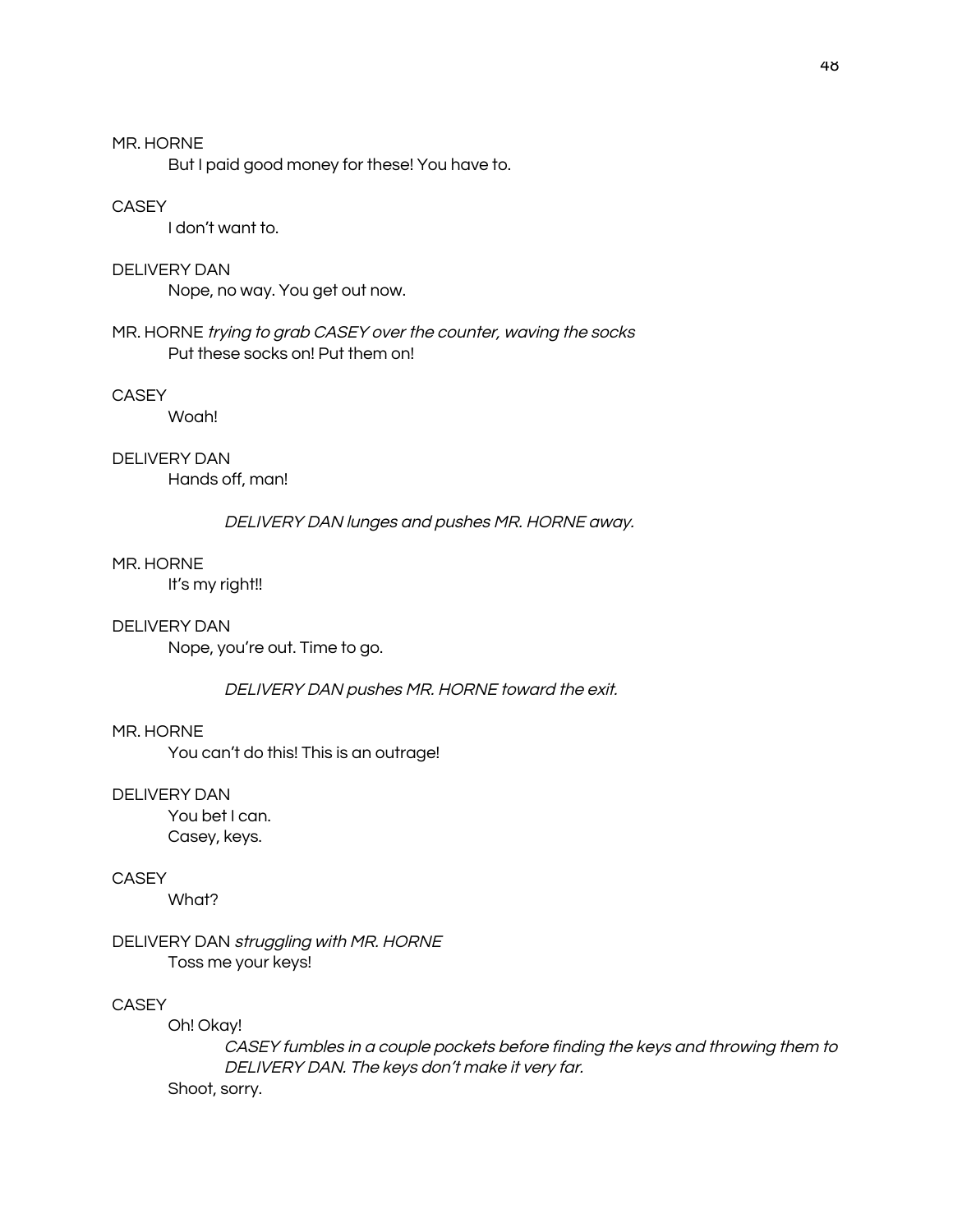MR. HORNE

But I paid good money for these! You have to.

CASEY

I don't want to.

DELIVERY DAN

Nope, no way. You get out now.

MR. HORNE *trying to grab CASEY over the counter, waving the socks*

Put these socks on! Put them on!

CASEY

Woah!

DELIVERY DAN

Hands off, man!

*DELIVERY DAN lunges and pushes MR. HORNE away.*

MR. HORNE

It's my right!!

DELIVERY DAN

Nope, you're out. Time to go.

*DELIVERY DAN pushes MR. HORNE toward the exit.*

MR. HORNE

You can't do this! This is an outrage!

DELIVERY DAN

You bet I can.
Casey, keys.

CASEY

What?

DELIVERY DAN *struggling with MR. HORNE*

Toss me your keys!

CASEY

Oh! Okay!

*CASEY fumbles in a couple pockets before finding the keys and throwing them to DELIVERY DAN. The keys don't make it very far.*

Shoot, sorry.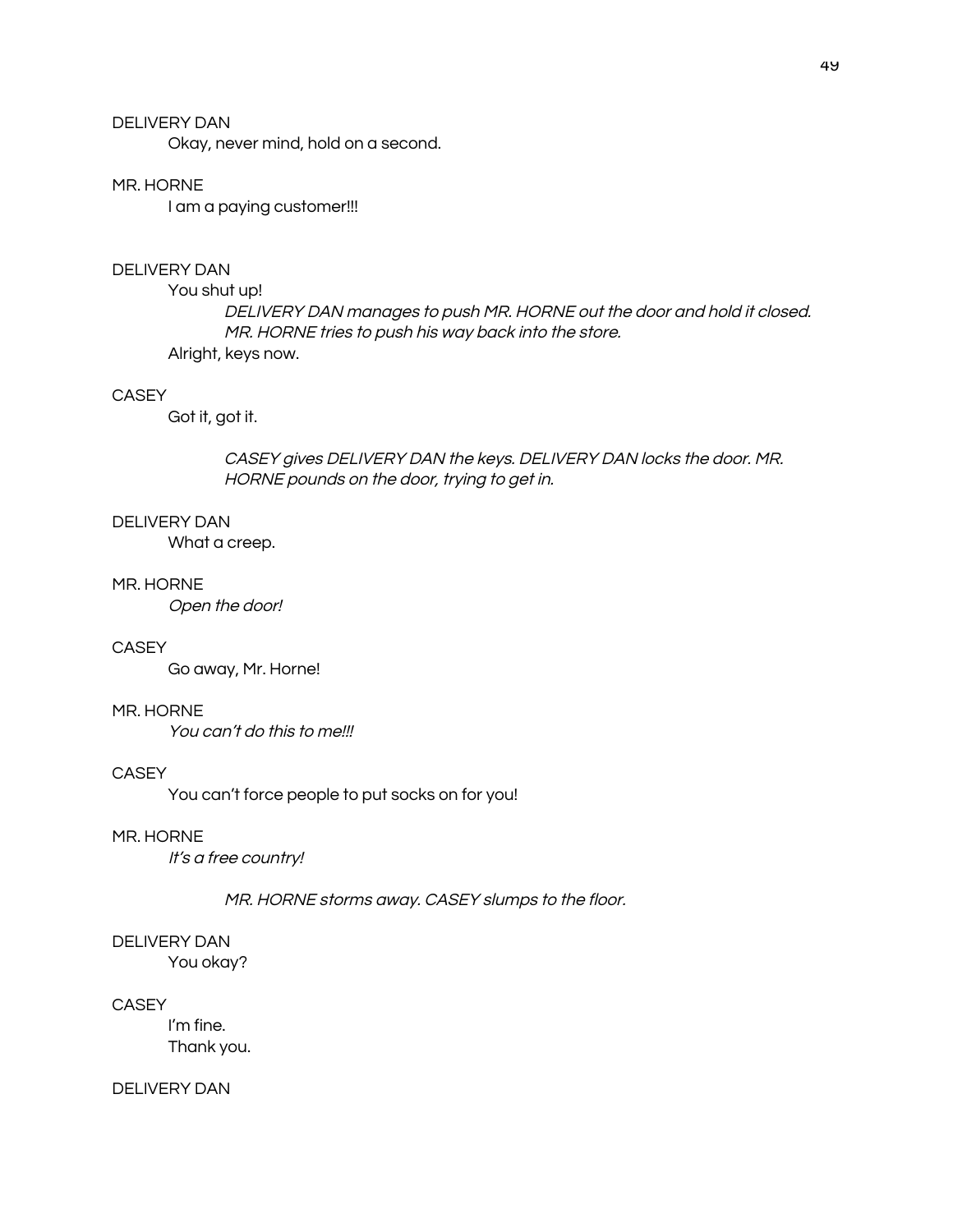DELIVERY DAN

Okay, never mind, hold on a second.

MR. HORNE

I am a paying customer!!!

DELIVERY DAN

You shut up!

*DELIVERY DAN manages to push MR. HORNE out the door and hold it closed. MR. HORNE tries to push his way back into the store.*

Alright, keys now.

CASEY

Got it, got it.

*CASEY gives DELIVERY DAN the keys. DELIVERY DAN locks the door. MR. HORNE pounds on the door, trying to get in.*

DELIVERY DAN

What a creep.

MR. HORNE

*Open the door!*

CASEY

Go away, Mr. Horne!

MR. HORNE

*You can't do this to me!!!*

CASEY

You can't force people to put socks on for you!

MR. HORNE

*It's a free country!*

*MR. HORNE storms away. CASEY slumps to the floor.*

DELIVERY DAN

You okay?

CASEY

I'm fine.
Thank you.

DELIVERY DAN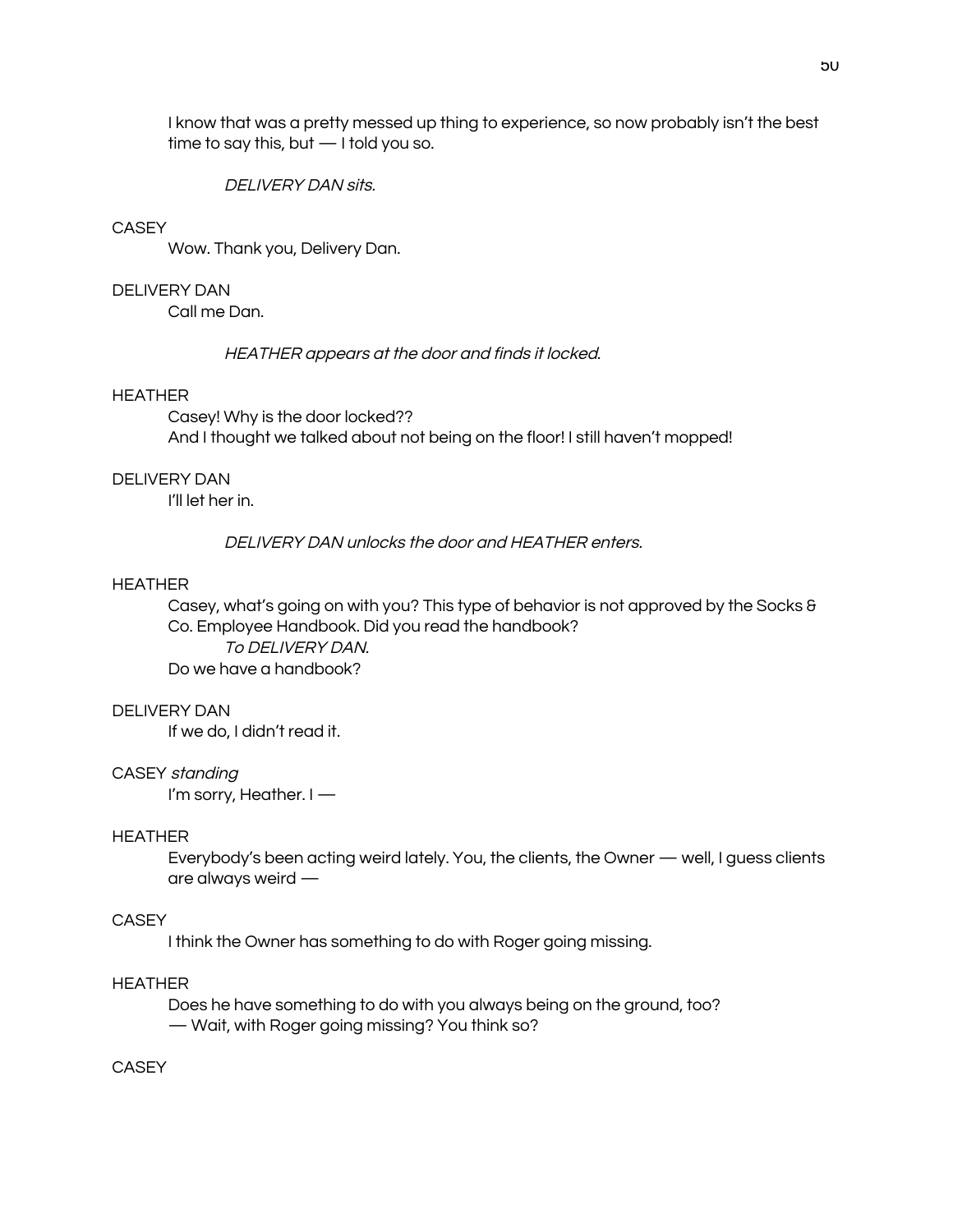I know that was a pretty messed up thing to experience, so now probably isn't the best time to say this, but — I told you so.

*DELIVERY DAN sits.*

CASEY

Wow. Thank you, Delivery Dan.

DELIVERY DAN

Call me Dan.

*HEATHER appears at the door and finds it locked.*

HEATHER

Casey! Why is the door locked??
And I thought we talked about not being on the floor! I still haven't mopped!

DELIVERY DAN

I'll let her in.

*DELIVERY DAN unlocks the door and HEATHER enters.*

HEATHER

Casey, what's going on with you? This type of behavior is not approved by the Socks & Co. Employee Handbook. Did you read the handbook?
*To DELIVERY DAN.*
Do we have a handbook?

DELIVERY DAN

If we do, I didn't read it.

CASEY *standing*

I'm sorry, Heather. I —

HEATHER

Everybody's been acting weird lately. You, the clients, the Owner — well, I guess clients are always weird —

CASEY

I think the Owner has something to do with Roger going missing.

HEATHER

Does he have something to do with you always being on the ground, too?
— Wait, with Roger going missing? You think so?

CASEY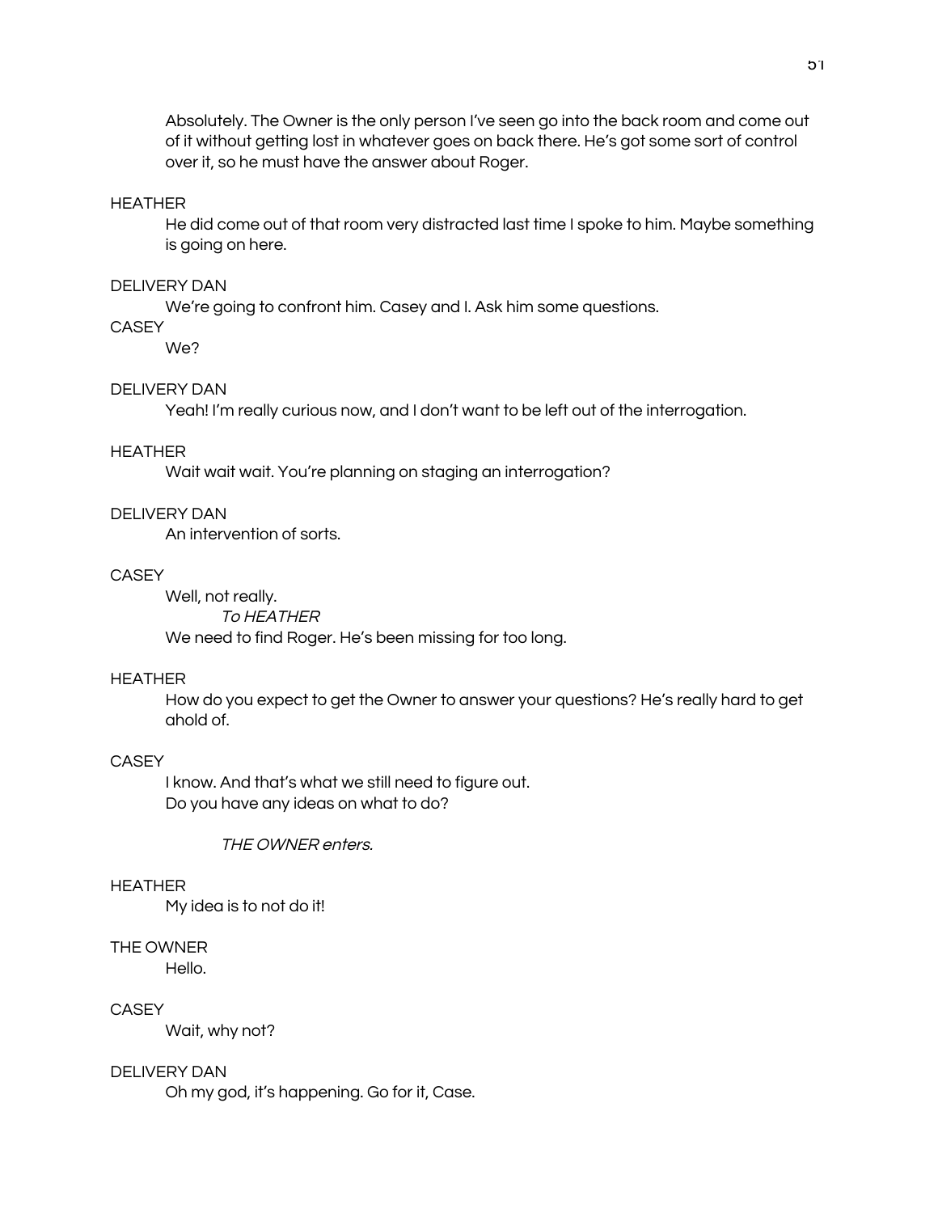Absolutely. The Owner is the only person I've seen go into the back room and come out of it without getting lost in whatever goes on back there. He's got some sort of control over it, so he must have the answer about Roger.

HEATHER

He did come out of that room very distracted last time I spoke to him. Maybe something is going on here.

DELIVERY DAN

We're going to confront him. Casey and I. Ask him some questions.

CASEY

We?

DELIVERY DAN

Yeah! I'm really curious now, and I don't want to be left out of the interrogation.

HEATHER

Wait wait wait. You're planning on staging an interrogation?

DELIVERY DAN

An intervention of sorts.

CASEY

Well, not really.

*To HEATHER*

We need to find Roger. He's been missing for too long.

HEATHER

How do you expect to get the Owner to answer your questions? He's really hard to get ahold of.

CASEY

I know. And that's what we still need to figure out.
Do you have any ideas on what to do?

*THE OWNER enters.*

HEATHER

My idea is to not do it!

THE OWNER

Hello.

CASEY

Wait, why not?

DELIVERY DAN

Oh my god, it's happening. Go for it, Case.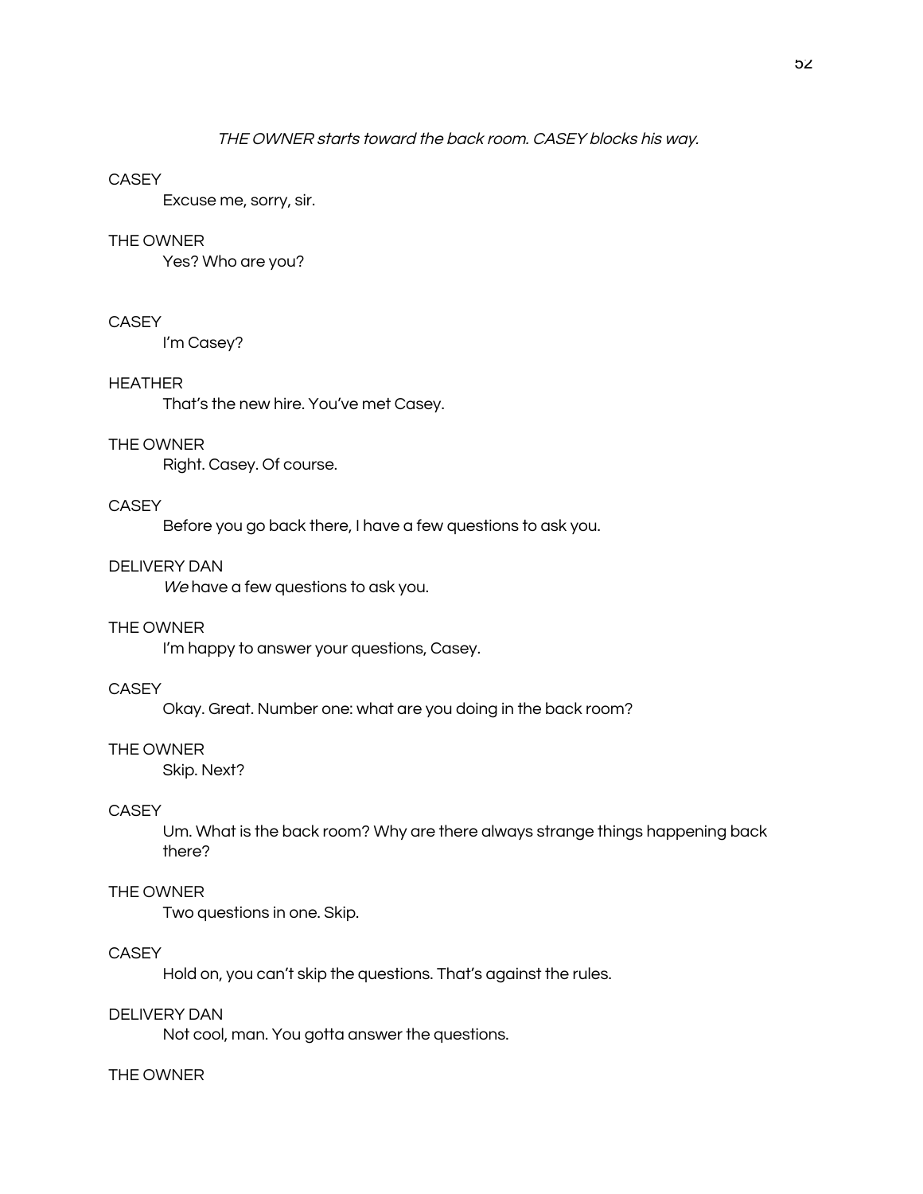*THE OWNER starts toward the back room. CASEY blocks his way.*

CASEY

Excuse me, sorry, sir.

THE OWNER

Yes? Who are you?

CASEY

I'm Casey?

HEATHER

That's the new hire. You've met Casey.

THE OWNER

Right. Casey. Of course.

CASEY

Before you go back there, I have a few questions to ask you.

DELIVERY DAN

*We* have a few questions to ask you.

THE OWNER

I'm happy to answer your questions, Casey.

CASEY

Okay. Great. Number one: what are you doing in the back room?

THE OWNER

Skip. Next?

CASEY

Um. What is the back room? Why are there always strange things happening back there?

THE OWNER

Two questions in one. Skip.

CASEY

Hold on, you can't skip the questions. That's against the rules.

DELIVERY DAN

Not cool, man. You gotta answer the questions.

THE OWNER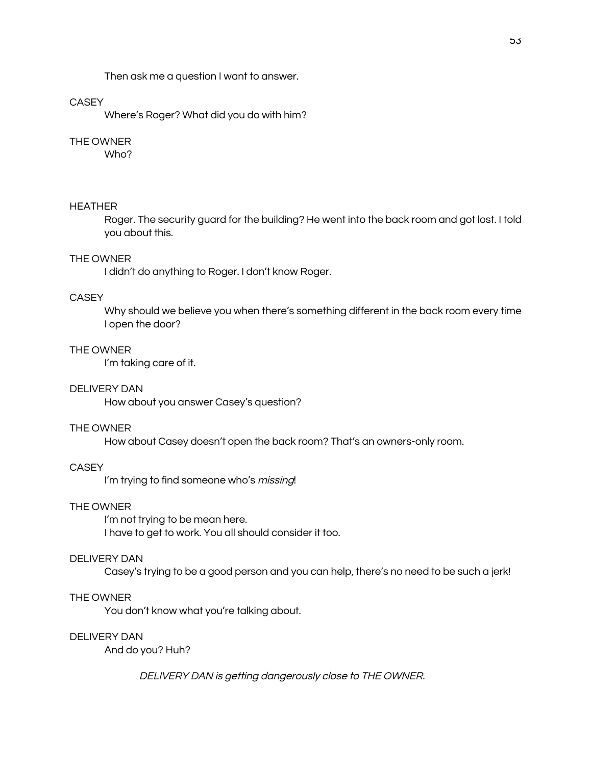Then ask me a question I want to answer.

CASEY

Where's Roger? What did you do with him?

THE OWNER

Who?

HEATHER

Roger. The security guard for the building? He went into the back room and got lost. I told you about this.

THE OWNER

I didn't do anything to Roger. I don't know Roger.

CASEY

Why should we believe you when there's something different in the back room every time I open the door?

THE OWNER

I'm taking care of it.

DELIVERY DAN

How about you answer Casey's question?

THE OWNER

How about Casey doesn't open the back room? That's an owners-only room.

CASEY

I'm trying to find someone who's *missing*!

THE OWNER

I'm not trying to be mean here.
I have to get to work. You all should consider it too.

DELIVERY DAN

Casey's trying to be a good person and you can help, there's no need to be such a jerk!

THE OWNER

You don't know what you're talking about.

DELIVERY DAN

And do you? Huh?

*DELIVERY DAN is getting dangerously close to THE OWNER.*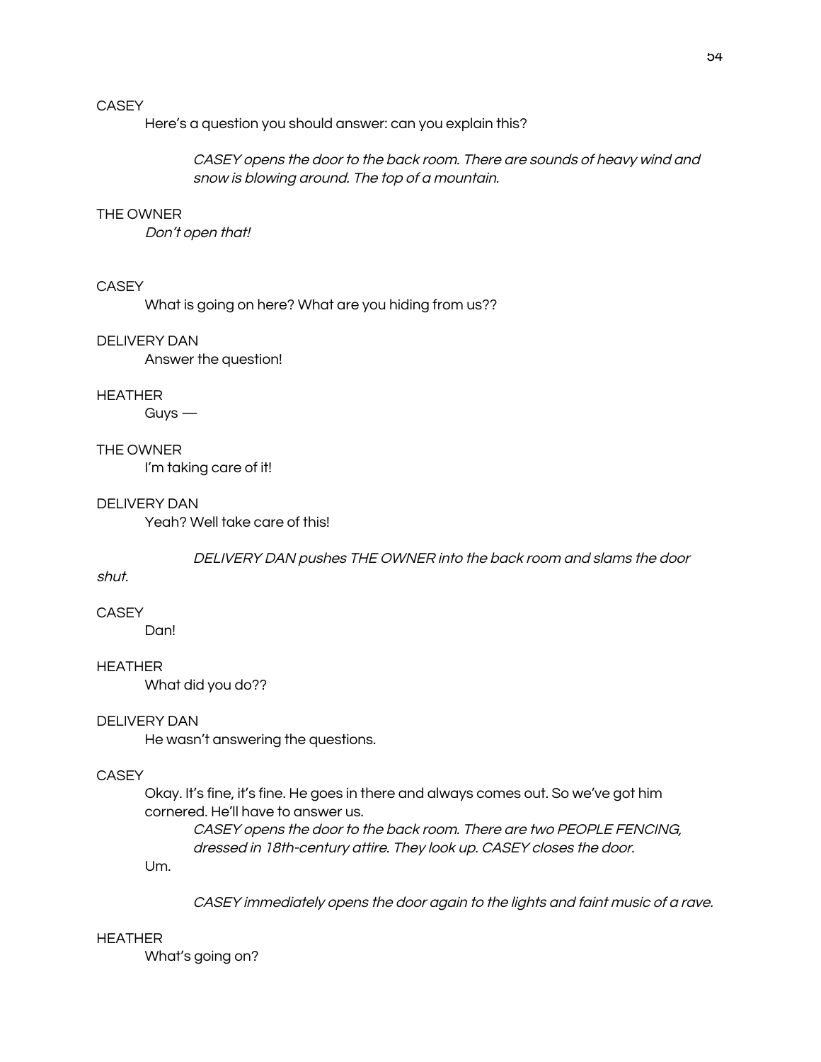CASEY

Here's a question you should answer: can you explain this?

*CASEY opens the door to the back room. There are sounds of heavy wind and snow is blowing around. The top of a mountain.*

THE OWNER

*Don't open that!*

CASEY

What is going on here? What are you hiding from us??

DELIVERY DAN

Answer the question!

HEATHER

Guys —

THE OWNER

I'm taking care of it!

DELIVERY DAN

Yeah? Well take care of this!

*DELIVERY DAN pushes THE OWNER into the back room and slams the door shut.*

CASEY

Dan!

HEATHER

What did you do??

DELIVERY DAN

He wasn't answering the questions.

CASEY

Okay. It's fine, it's fine. He goes in there and always comes out. So we've got him cornered. He'll have to answer us.

*CASEY opens the door to the back room. There are two PEOPLE FENCING, dressed in 18th-century attire. They look up. CASEY closes the door.*

Um.

*CASEY immediately opens the door again to the lights and faint music of a rave.*

HEATHER

What's going on?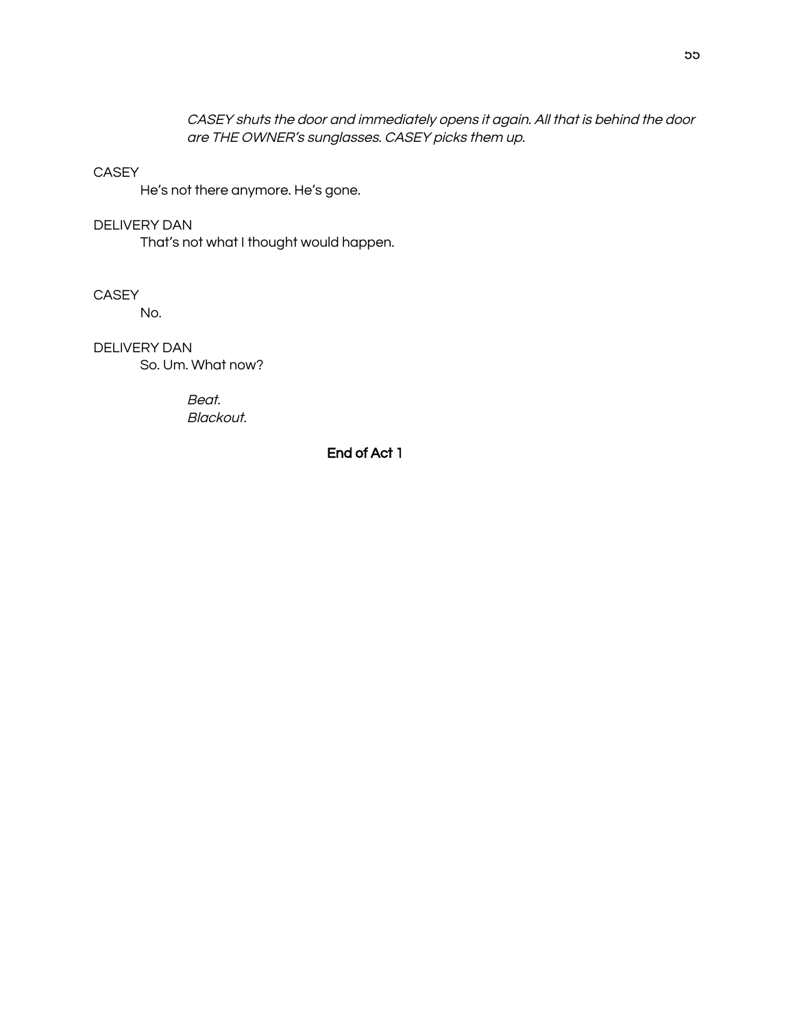*CASEY shuts the door and immediately opens it again. All that is behind the door are THE OWNER's sunglasses. CASEY picks them up.*

CASEY

He's not there anymore. He's gone.

DELIVERY DAN

That's not what I thought would happen.

CASEY

No.

DELIVERY DAN

So. Um. What now?

*Beat.*
*Blackout.*

End of Act 1